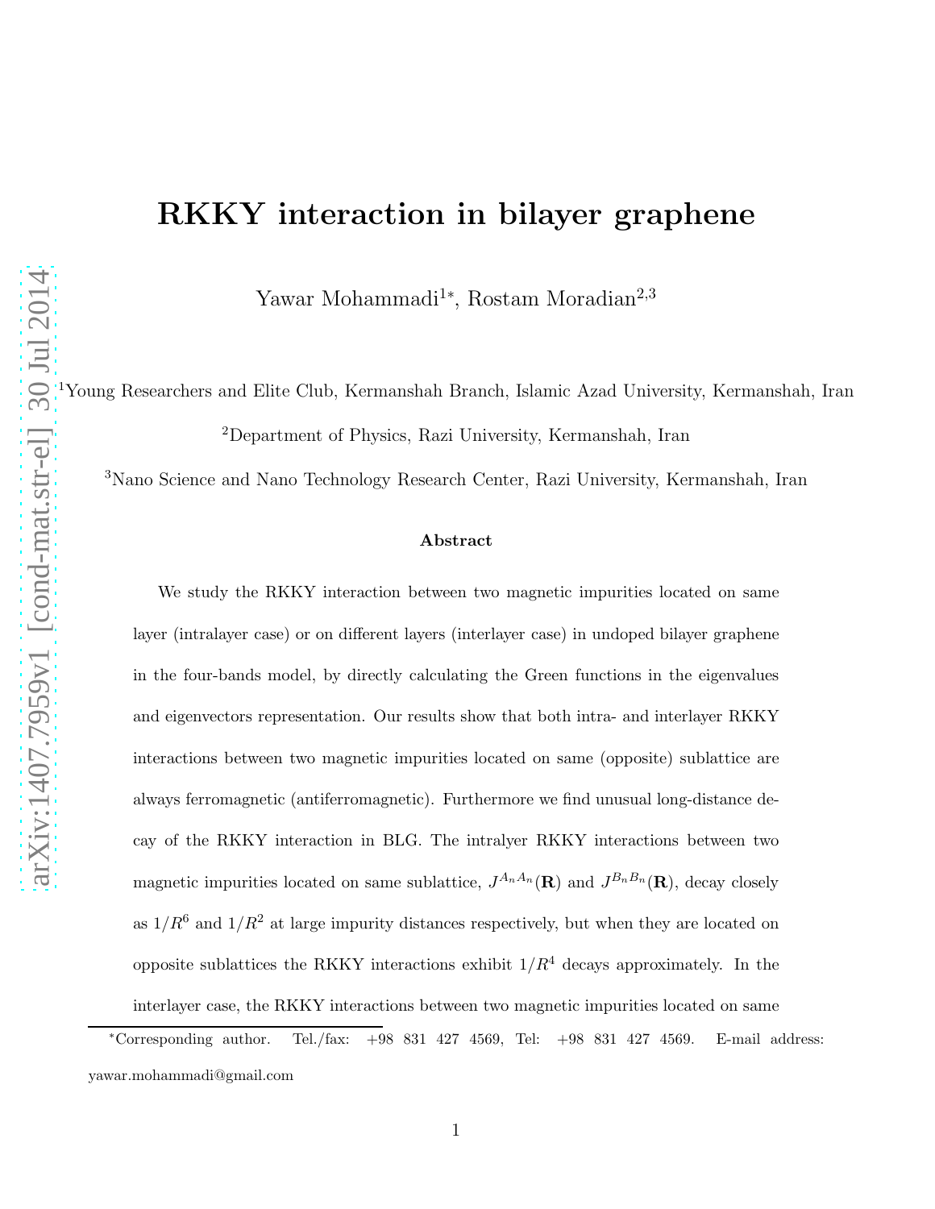# RKKY interaction in bilayer graphene

Yawar Mohammadi[1*], Rostam Moradian[2,3]

[1]Young Researchers and Elite Club, Kermanshah Branch, Islamic Azad University, Kermanshah, Iran

[2]Department of Physics, Razi University, Kermanshah, Iran

[3]Nano Science and Nano Technology Research Center, Razi University, Kermanshah, Iran

### Abstract

We study the RKKY interaction between two magnetic impurities located on same layer (intralayer case) or on different layers (interlayer case) in undoped bilayer graphene in the four-bands model, by directly calculating the Green functions in the eigenvalues and eigenvectors representation. Our results show that both intra- and interlayer RKKY interactions between two magnetic impurities located on same (opposite) sublattice are always ferromagnetic (antiferromagnetic). Furthermore we find unusual long-distance decay of the RKKY interaction in BLG. The intralyer RKKY interactions between two magnetic impurities located on same sublattice, $J^{A_nA_n}(\mathbf{R})$ and $J^{B_nB_n}(\mathbf{R})$, decay closely as $1/R^6$ and $1/R^2$ at large impurity distances respectively, but when they are located on opposite sublattices the RKKY interactions exhibit $1/R^4$ decays approximately. In the interlayer case, the RKKY interactions between two magnetic impurities located on same

---

*Corresponding author. Tel./fax: +98 831 427 4569, Tel: +98 831 427 4569. E-mail address: yawar.mohammadi@gmail.com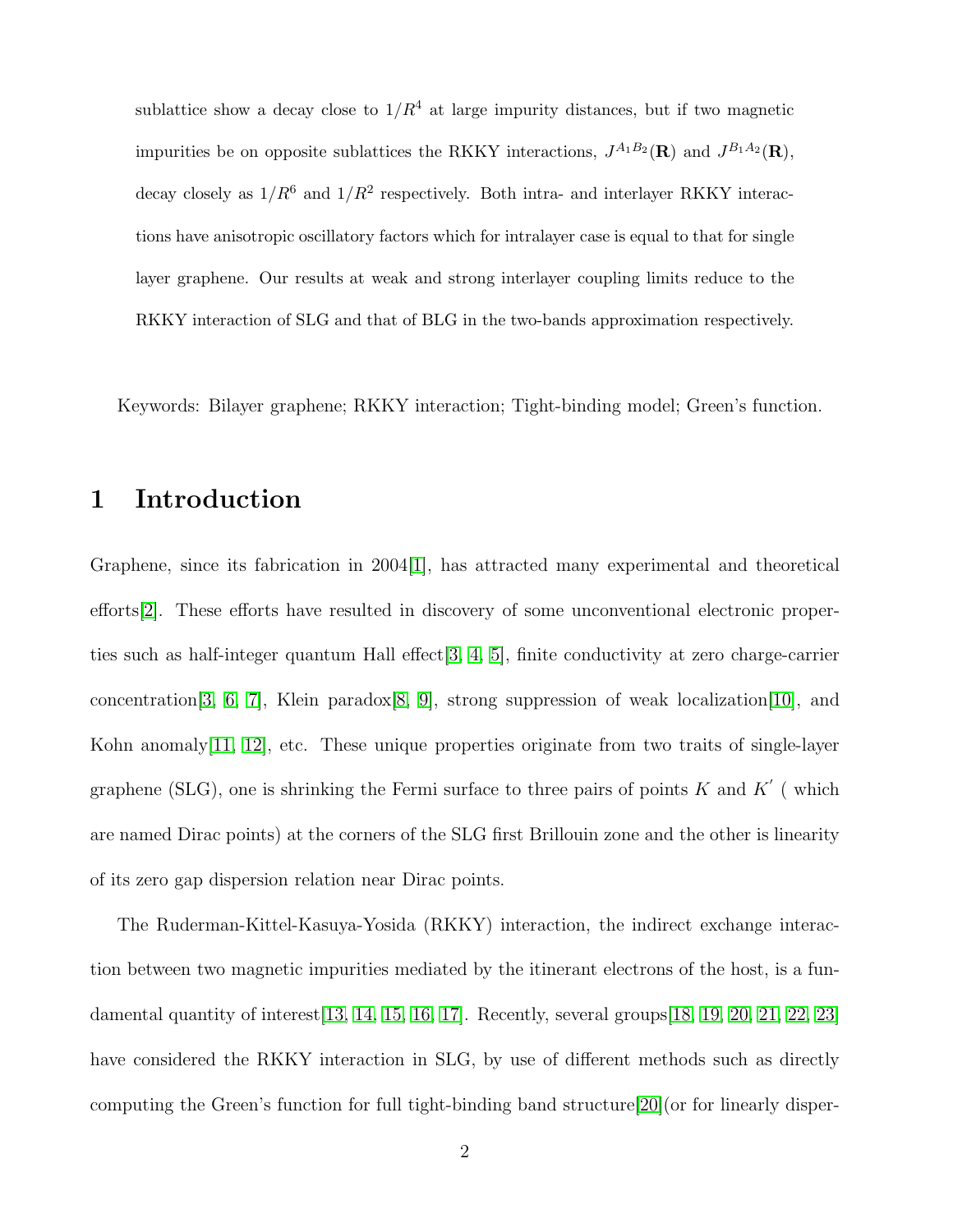sublattice show a decay close to $1/R^4$ at large impurity distances, but if two magnetic impurities be on opposite sublattices the RKKY interactions, $J^{A_1B_2}(\mathbf{R})$ and $J^{B_1A_2}(\mathbf{R})$, decay closely as $1/R^6$ and $1/R^2$ respectively. Both intra- and interlayer RKKY interactions have anisotropic oscillatory factors which for intralayer case is equal to that for single layer graphene. Our results at weak and strong interlayer coupling limits reduce to the RKKY interaction of SLG and that of BLG in the two-bands approximation respectively.

Keywords: Bilayer graphene; RKKY interaction; Tight-binding model; Green's function.

# 1 Introduction

Graphene, since its fabrication in 2004[1], has attracted many experimental and theoretical efforts[2]. These efforts have resulted in discovery of some unconventional electronic properties such as half-integer quantum Hall effect[3, 4, 5], finite conductivity at zero charge-carrier concentration[3, 6, 7], Klein paradox[8, 9], strong suppression of weak localization[10], and Kohn anomaly[11, 12], etc. These unique properties originate from two traits of single-layer graphene (SLG), one is shrinking the Fermi surface to three pairs of points $K$ and $K'$ ( which are named Dirac points) at the corners of the SLG first Brillouin zone and the other is linearity of its zero gap dispersion relation near Dirac points.

The Ruderman-Kittel-Kasuya-Yosida (RKKY) interaction, the indirect exchange interaction between two magnetic impurities mediated by the itinerant electrons of the host, is a fundamental quantity of interest[13, 14, 15, 16, 17]. Recently, several groups[18, 19, 20, 21, 22, 23] have considered the RKKY interaction in SLG, by use of different methods such as directly computing the Green's function for full tight-binding band structure[20](or for linearly disper-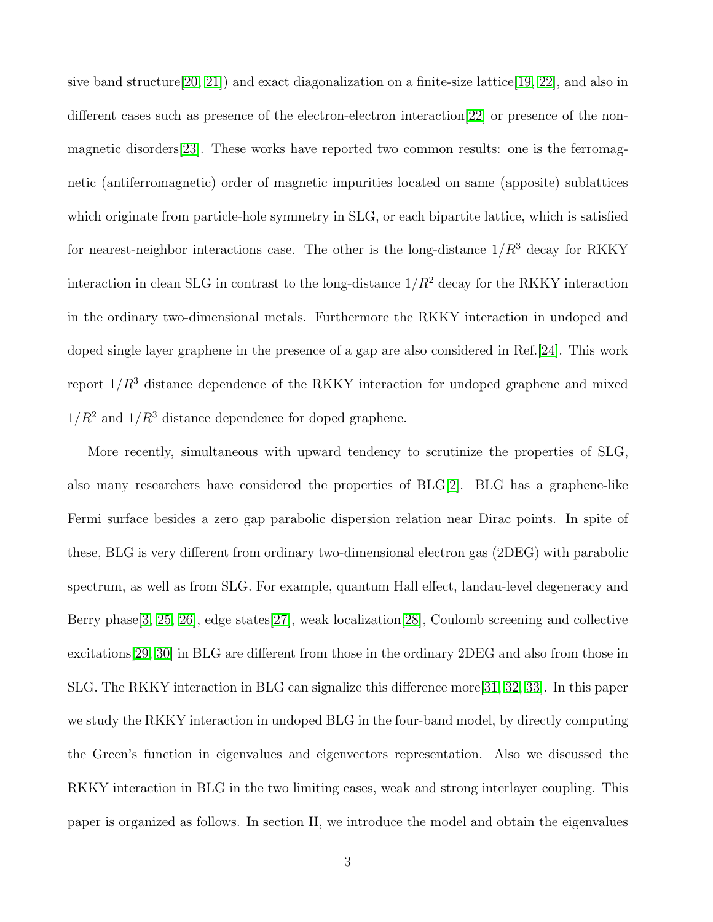sive band structure[20, 21]) and exact diagonalization on a finite-size lattice[19, 22], and also in different cases such as presence of the electron-electron interaction[22] or presence of the non-magnetic disorders[23]. These works have reported two common results: one is the ferromagnetic (antiferromagnetic) order of magnetic impurities located on same (apposite) sublattices which originate from particle-hole symmetry in SLG, or each bipartite lattice, which is satisfied for nearest-neighbor interactions case. The other is the long-distance $1/R^3$ decay for RKKY interaction in clean SLG in contrast to the long-distance $1/R^2$ decay for the RKKY interaction in the ordinary two-dimensional metals. Furthermore the RKKY interaction in undoped and doped single layer graphene in the presence of a gap are also considered in Ref.[24]. This work report $1/R^3$ distance dependence of the RKKY interaction for undoped graphene and mixed $1/R^2$ and $1/R^3$ distance dependence for doped graphene.

More recently, simultaneous with upward tendency to scrutinize the properties of SLG, also many researchers have considered the properties of BLG[2]. BLG has a graphene-like Fermi surface besides a zero gap parabolic dispersion relation near Dirac points. In spite of these, BLG is very different from ordinary two-dimensional electron gas (2DEG) with parabolic spectrum, as well as from SLG. For example, quantum Hall effect, landau-level degeneracy and Berry phase[3, 25, 26], edge states[27], weak localization[28], Coulomb screening and collective excitations[29, 30] in BLG are different from those in the ordinary 2DEG and also from those in SLG. The RKKY interaction in BLG can signalize this difference more[31, 32, 33]. In this paper we study the RKKY interaction in undoped BLG in the four-band model, by directly computing the Green's function in eigenvalues and eigenvectors representation. Also we discussed the RKKY interaction in BLG in the two limiting cases, weak and strong interlayer coupling. This paper is organized as follows. In section II, we introduce the model and obtain the eigenvalues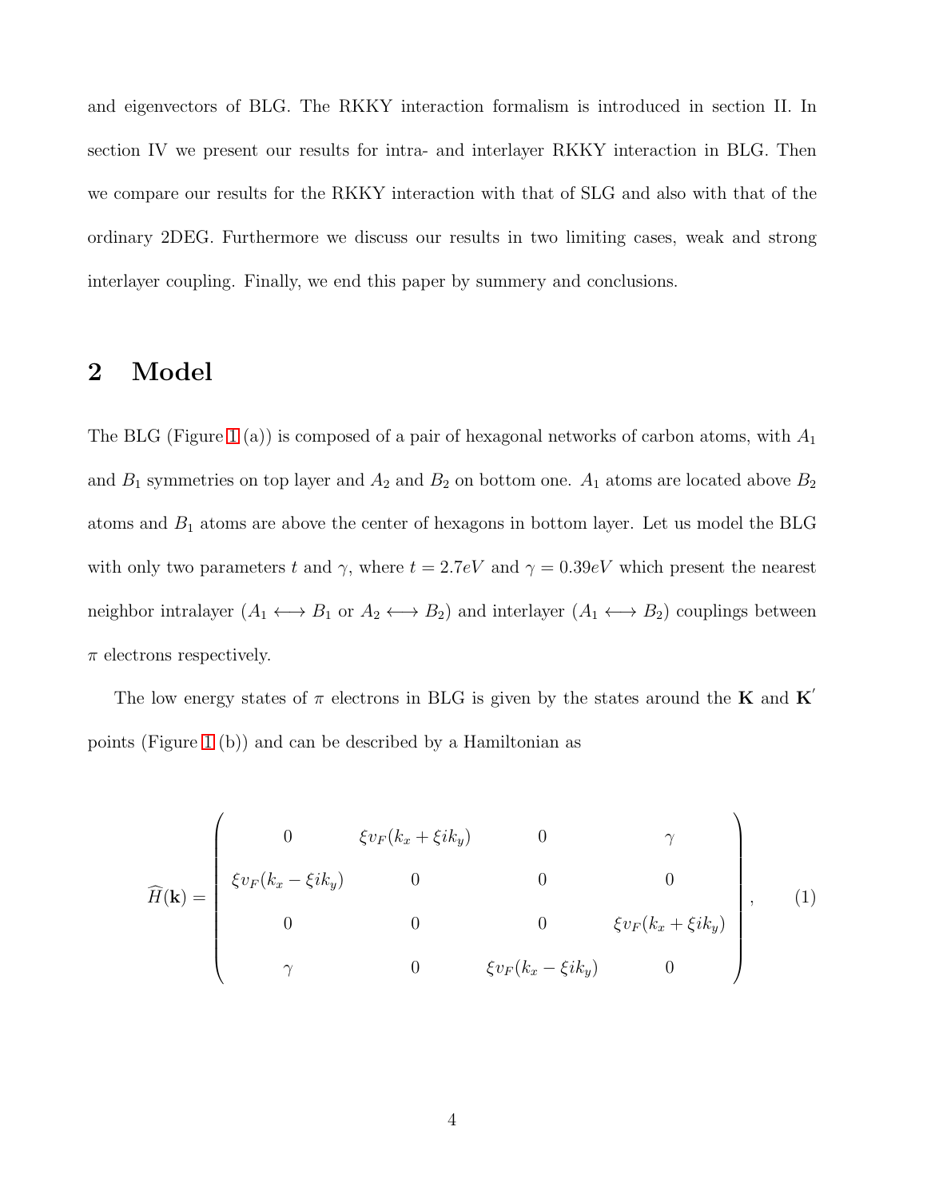and eigenvectors of BLG. The RKKY interaction formalism is introduced in section II. In section IV we present our results for intra- and interlayer RKKY interaction in BLG. Then we compare our results for the RKKY interaction with that of SLG and also with that of the ordinary 2DEG. Furthermore we discuss our results in two limiting cases, weak and strong interlayer coupling. Finally, we end this paper by summery and conclusions.

## 2 Model

The BLG (Figure 1 (a)) is composed of a pair of hexagonal networks of carbon atoms, with $A_1$ and $B_1$ symmetries on top layer and $A_2$ and $B_2$ on bottom one. $A_1$ atoms are located above $B_2$ atoms and $B_1$ atoms are above the center of hexagons in bottom layer. Let us model the BLG with only two parameters $t$ and $\gamma$, where $t = 2.7eV$ and $\gamma = 0.39eV$ which present the nearest neighbor intralayer ($A_1 \longleftrightarrow B_1$ or $A_2 \longleftrightarrow B_2$) and interlayer ($A_1 \longleftrightarrow B_2$) couplings between $\pi$ electrons respectively.

The low energy states of $\pi$ electrons in BLG is given by the states around the $\mathbf{K}$ and $\mathbf{K}'$ points (Figure 1 (b)) and can be described by a Hamiltonian as

$$
\widehat{H}(\mathbf{k}) = \begin{pmatrix} 0 & \xi v_F(k_x + \xi i k_y) & 0 & \gamma \\ \xi v_F(k_x - \xi i k_y) & 0 & 0 & 0 \\ 0 & 0 & 0 & \xi v_F(k_x + \xi i k_y) \\ \gamma & 0 & \xi v_F(k_x - \xi i k_y) & 0 \end{pmatrix}, \qquad (1)
$$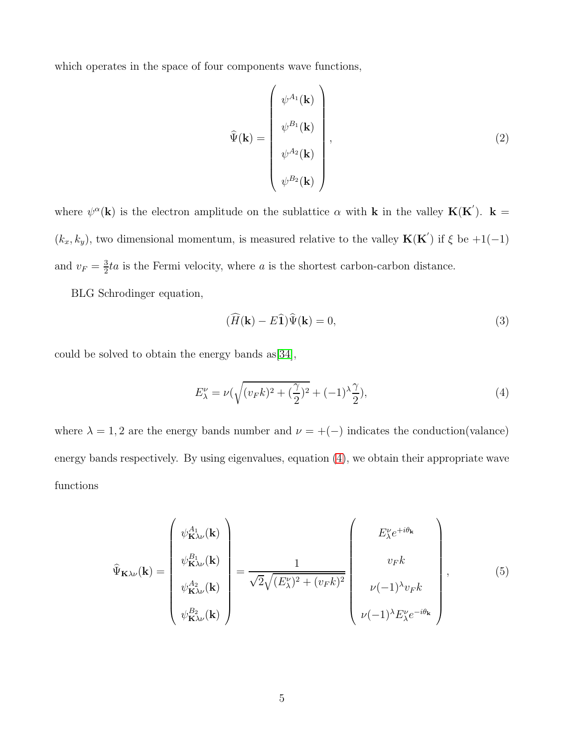which operates in the space of four components wave functions,

$$\widehat{\Psi}(\mathbf{k}) = \begin{pmatrix} \psi^{A_1}(\mathbf{k}) \\ \psi^{B_1}(\mathbf{k}) \\ \psi^{A_2}(\mathbf{k}) \\ \psi^{B_2}(\mathbf{k}) \end{pmatrix}, \tag{2}$$

where $\psi^{\alpha}(\mathbf{k})$ is the electron amplitude on the sublattice $\alpha$ with $\mathbf{k}$ in the valley $\mathbf{K}(\mathbf{K}')$. $\mathbf{k} = (k_x, k_y)$, two dimensional momentum, is measured relative to the valley $\mathbf{K}(\mathbf{K}')$ if $\xi$ be $+1(-1)$ and $v_F = \frac{3}{2}ta$ is the Fermi velocity, where $a$ is the shortest carbon-carbon distance.

BLG Schrodinger equation,

$$(\widehat{H}(\mathbf{k}) - E\widehat{\mathbf{1}})\widehat{\Psi}(\mathbf{k}) = 0, \tag{3}$$

could be solved to obtain the energy bands as[34],

$$E^{\nu}_{\lambda} = \nu\left(\sqrt{(v_F k)^2 + (\frac{\gamma}{2})^2} + (-1)^{\lambda}\frac{\gamma}{2}\right), \tag{4}$$

where $\lambda = 1, 2$ are the energy bands number and $\nu = +(-)$ indicates the conduction(valance) energy bands respectively. By using eigenvalues, equation (4), we obtain their appropriate wave functions

$$\widehat{\Psi}_{\mathbf{K}\lambda\nu}(\mathbf{k}) = \begin{pmatrix} \psi^{A_1}_{\mathbf{K}\lambda\nu}(\mathbf{k}) \\ \psi^{B_1}_{\mathbf{K}\lambda\nu}(\mathbf{k}) \\ \psi^{A_2}_{\mathbf{K}\lambda\nu}(\mathbf{k}) \\ \psi^{B_2}_{\mathbf{K}\lambda\nu}(\mathbf{k}) \end{pmatrix} = \frac{1}{\sqrt{2}\sqrt{(E^{\nu}_{\lambda})^2 + (v_F k)^2}} \begin{pmatrix} E^{\nu}_{\lambda} e^{+i\theta_{\mathbf{k}}} \\ v_F k \\ \nu(-1)^{\lambda} v_F k \\ \nu(-1)^{\lambda} E^{\nu}_{\lambda} e^{-i\theta_{\mathbf{k}}} \end{pmatrix}, \tag{5}$$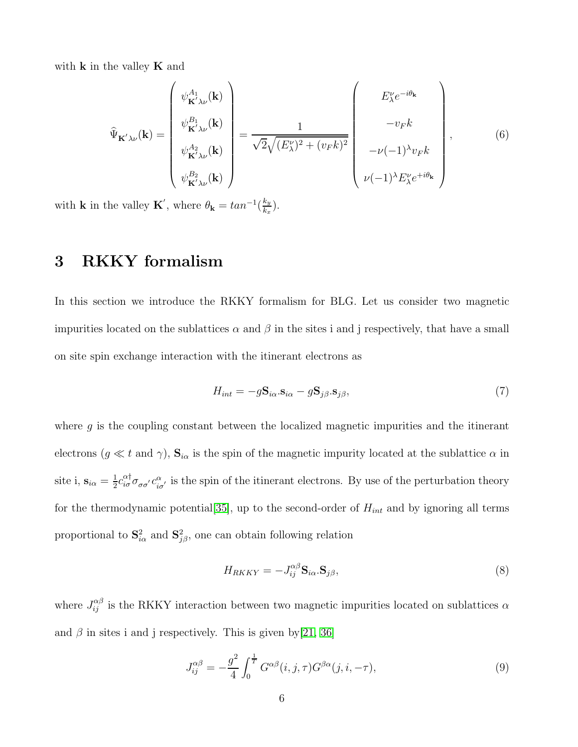with $\mathbf{k}$ in the valley $\mathbf{K}$ and

$$\widehat{\Psi}_{\mathbf{K}'\lambda\nu}(\mathbf{k}) = \begin{pmatrix} \psi^{A_1}_{\mathbf{K}'\lambda\nu}(\mathbf{k}) \\ \psi^{B_1}_{\mathbf{K}'\lambda\nu}(\mathbf{k}) \\ \psi^{A_2}_{\mathbf{K}'\lambda\nu}(\mathbf{k}) \\ \psi^{B_2}_{\mathbf{K}'\lambda\nu}(\mathbf{k}) \end{pmatrix} = \frac{1}{\sqrt{2}\sqrt{(E^{\nu}_{\lambda})^2 + (v_F k)^2}} \begin{pmatrix} E^{\nu}_{\lambda} e^{-i\theta_{\mathbf{k}}} \\ -v_F k \\ -\nu(-1)^{\lambda} v_F k \\ \nu(-1)^{\lambda} E^{\nu}_{\lambda} e^{+i\theta_{\mathbf{k}}} \end{pmatrix}, \tag{6}$$

with $\mathbf{k}$ in the valley $\mathbf{K}'$, where $\theta_{\mathbf{k}} = tan^{-1}(\frac{k_y}{k_x})$.

# 3 RKKY formalism

In this section we introduce the RKKY formalism for BLG. Let us consider two magnetic impurities located on the sublattices $\alpha$ and $\beta$ in the sites i and j respectively, that have a small on site spin exchange interaction with the itinerant electrons as

$$H_{int} = -g\mathbf{S}_{i\alpha}.\mathbf{s}_{i\alpha} - g\mathbf{S}_{j\beta}.\mathbf{s}_{j\beta}, \tag{7}$$

where $g$ is the coupling constant between the localized magnetic impurities and the itinerant electrons ($g \ll t$ and $\gamma$), $\mathbf{S}_{i\alpha}$ is the spin of the magnetic impurity located at the sublattice $\alpha$ in site i, $\mathbf{s}_{i\alpha} = \frac{1}{2} c^{\alpha\dagger}_{i\sigma} \sigma_{\sigma\sigma'} c^{\alpha}_{i\sigma'}$ is the spin of the itinerant electrons. By use of the perturbation theory for the thermodynamic potential[35], up to the second-order of $H_{int}$ and by ignoring all terms proportional to $\mathbf{S}^2_{i\alpha}$ and $\mathbf{S}^2_{j\beta}$, one can obtain following relation

$$H_{RKKY} = -J^{\alpha\beta}_{ij} \mathbf{S}_{i\alpha}.\mathbf{S}_{j\beta}, \tag{8}$$

where $J^{\alpha\beta}_{ij}$ is the RKKY interaction between two magnetic impurities located on sublattices $\alpha$ and $\beta$ in sites i and j respectively. This is given by[21, 36]

$$J^{\alpha\beta}_{ij} = -\frac{g^2}{4} \int_0^{\frac{1}{T}} G^{\alpha\beta}(i, j, \tau) G^{\beta\alpha}(j, i, -\tau), \tag{9}$$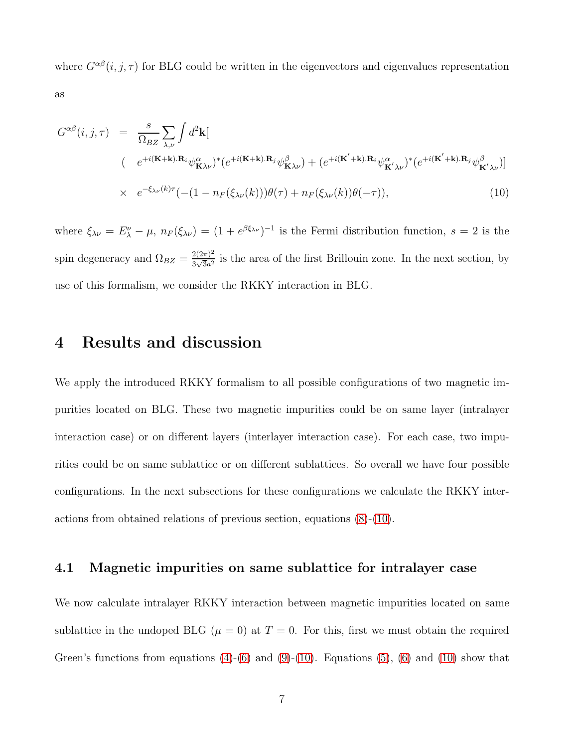where $G^{\alpha\beta}(i,j,\tau)$ for BLG could be written in the eigenvectors and eigenvalues representation as

$$
\begin{aligned}
G^{\alpha\beta}(i,j,\tau) &= \frac{s}{\Omega_{BZ}}\sum_{\lambda,\nu}\int d^2\mathbf{k}[ \\
&\quad ( e^{+i(\mathbf{K}+\mathbf{k}).\mathbf{R}_i}\psi^{\alpha}_{\mathbf{K}\lambda\nu})^*(e^{+i(\mathbf{K}+\mathbf{k}).\mathbf{R}_j}\psi^{\beta}_{\mathbf{K}\lambda\nu}) + (e^{+i(\mathbf{K}'+\mathbf{k}).\mathbf{R}_i}\psi^{\alpha}_{\mathbf{K}'\lambda\nu})^*(e^{+i(\mathbf{K}'+\mathbf{k}).\mathbf{R}_j}\psi^{\beta}_{\mathbf{K}'\lambda\nu})] \\
&\quad \times\ e^{-\xi_{\lambda\nu}(k)\tau}(-(1-n_F(\xi_{\lambda\nu}(k)))\theta(\tau) + n_F(\xi_{\lambda\nu}(k))\theta(-\tau)), \qquad (10)
\end{aligned}
$$

where $\xi_{\lambda\nu} = E^{\nu}_{\lambda} - \mu$, $n_F(\xi_{\lambda\nu}) = (1+e^{\beta\xi_{\lambda\nu}})^{-1}$ is the Fermi distribution function, $s=2$ is the spin degeneracy and $\Omega_{BZ} = \frac{2(2\pi)^2}{3\sqrt{3}a^2}$ is the area of the first Brillouin zone. In the next section, by use of this formalism, we consider the RKKY interaction in BLG.

# 4 Results and discussion

We apply the introduced RKKY formalism to all possible configurations of two magnetic impurities located on BLG. These two magnetic impurities could be on same layer (intralayer interaction case) or on different layers (interlayer interaction case). For each case, two impurities could be on same sublattice or on different sublattices. So overall we have four possible configurations. In the next subsections for these configurations we calculate the RKKY interactions from obtained relations of previous section, equations (8)-(10).

## 4.1 Magnetic impurities on same sublattice for intralayer case

We now calculate intralayer RKKY interaction between magnetic impurities located on same sublattice in the undoped BLG ($\mu = 0$) at $T = 0$. For this, first we must obtain the required Green's functions from equations (4)-(6) and (9)-(10). Equations (5), (6) and (10) show that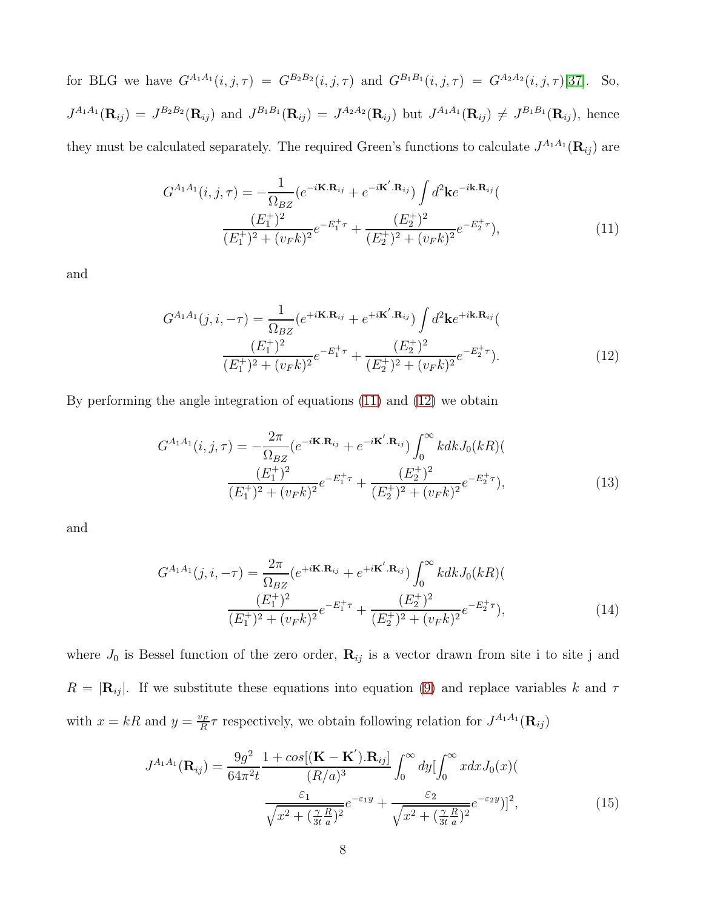for BLG we have $G^{A_1A_1}(i,j,\tau) = G^{B_2B_2}(i,j,\tau)$ and $G^{B_1B_1}(i,j,\tau) = G^{A_2A_2}(i,j,\tau)$[37]. So, $J^{A_1A_1}(\mathbf{R}_{ij}) = J^{B_2B_2}(\mathbf{R}_{ij})$ and $J^{B_1B_1}(\mathbf{R}_{ij}) = J^{A_2A_2}(\mathbf{R}_{ij})$ but $J^{A_1A_1}(\mathbf{R}_{ij}) \neq J^{B_1B_1}(\mathbf{R}_{ij})$, hence they must be calculated separately. The required Green's functions to calculate $J^{A_1A_1}(\mathbf{R}_{ij})$ are

$$G^{A_1A_1}(i,j,\tau) = -\frac{1}{\Omega_{BZ}}(e^{-i\mathbf{K}.\mathbf{R}_{ij}} + e^{-i\mathbf{K}'.\mathbf{R}_{ij}}) \int d^2\mathbf{k} e^{-i\mathbf{k}.\mathbf{R}_{ij}} ( \frac{(E_1^+)^2}{(E_1^+)^2 + (v_F k)^2} e^{-E_1^+\tau} + \frac{(E_2^+)^2}{(E_2^+)^2 + (v_F k)^2} e^{-E_2^+\tau}), \tag{11}$$

and

$$G^{A_1A_1}(j,i,-\tau) = \frac{1}{\Omega_{BZ}}(e^{+i\mathbf{K}.\mathbf{R}_{ij}} + e^{+i\mathbf{K}'.\mathbf{R}_{ij}}) \int d^2\mathbf{k} e^{+i\mathbf{k}.\mathbf{R}_{ij}} ( \frac{(E_1^+)^2}{(E_1^+)^2 + (v_F k)^2} e^{-E_1^+\tau} + \frac{(E_2^+)^2}{(E_2^+)^2 + (v_F k)^2} e^{-E_2^+\tau}). \tag{12}$$

By performing the angle integration of equations (11) and (12) we obtain

$$G^{A_1A_1}(i,j,\tau) = -\frac{2\pi}{\Omega_{BZ}}(e^{-i\mathbf{K}.\mathbf{R}_{ij}} + e^{-i\mathbf{K}'.\mathbf{R}_{ij}}) \int_0^\infty k dk J_0(kR) ( \frac{(E_1^+)^2}{(E_1^+)^2 + (v_F k)^2} e^{-E_1^+\tau} + \frac{(E_2^+)^2}{(E_2^+)^2 + (v_F k)^2} e^{-E_2^+\tau}), \tag{13}$$

and

$$G^{A_1A_1}(j,i,-\tau) = \frac{2\pi}{\Omega_{BZ}}(e^{+i\mathbf{K}.\mathbf{R}_{ij}} + e^{+i\mathbf{K}'.\mathbf{R}_{ij}}) \int_0^\infty k dk J_0(kR) ( \frac{(E_1^+)^2}{(E_1^+)^2 + (v_F k)^2} e^{-E_1^+\tau} + \frac{(E_2^+)^2}{(E_2^+)^2 + (v_F k)^2} e^{-E_2^+\tau}), \tag{14}$$

where $J_0$ is Bessel function of the zero order, $\mathbf{R}_{ij}$ is a vector drawn from site i to site j and $R = |\mathbf{R}_{ij}|$. If we substitute these equations into equation (9) and replace variables $k$ and $\tau$ with $x = kR$ and $y = \frac{v_F}{R}\tau$ respectively, we obtain following relation for $J^{A_1A_1}(\mathbf{R}_{ij})$

$$J^{A_1A_1}(\mathbf{R}_{ij}) = \frac{9g^2}{64\pi^2 t} \frac{1 + cos[(\mathbf{K} - \mathbf{K}').\mathbf{R}_{ij}]}{(R/a)^3} \int_0^\infty dy [\int_0^\infty x dx J_0(x) ( \frac{\varepsilon_1}{\sqrt{x^2 + (\frac{\gamma}{3t}\frac{R}{a})^2}} e^{-\varepsilon_1 y} + \frac{\varepsilon_2}{\sqrt{x^2 + (\frac{\gamma}{3t}\frac{R}{a})^2}} e^{-\varepsilon_2 y})]^2, \tag{15}$$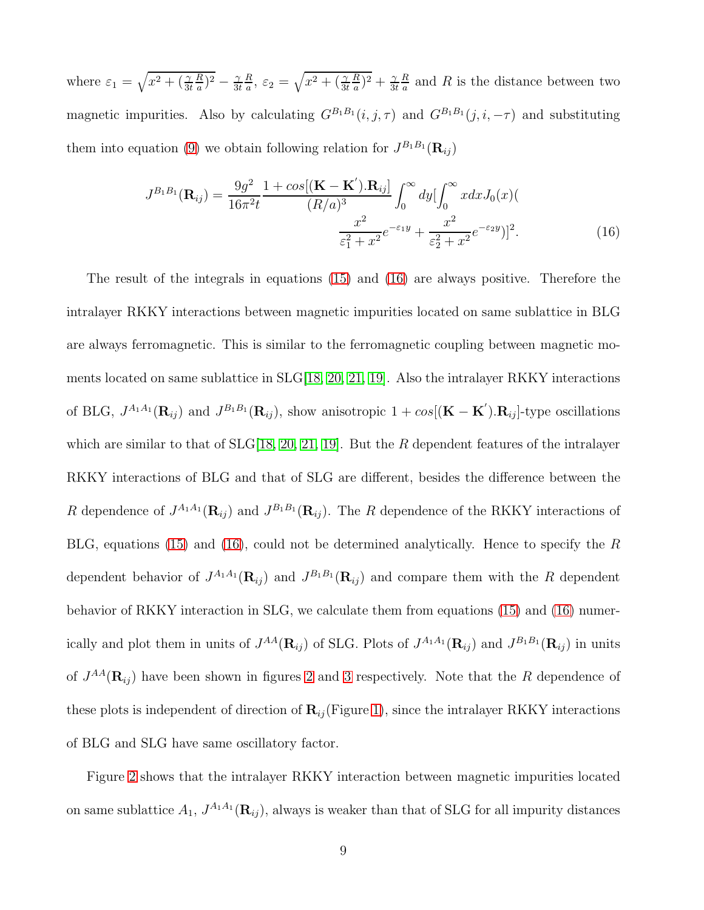where $\varepsilon_1 = \sqrt{x^2 + (\frac{\gamma}{3t}\frac{R}{a})^2} - \frac{\gamma}{3t}\frac{R}{a}$, $\varepsilon_2 = \sqrt{x^2 + (\frac{\gamma}{3t}\frac{R}{a})^2} + \frac{\gamma}{3t}\frac{R}{a}$ and $R$ is the distance between two magnetic impurities. Also by calculating $G^{B_1B_1}(i,j,\tau)$ and $G^{B_1B_1}(j,i,-\tau)$ and substituting them into equation (9) we obtain following relation for $J^{B_1B_1}(\mathbf{R}_{ij})$

$$J^{B_1B_1}(\mathbf{R}_{ij}) = \frac{9g^2}{16\pi^2 t}\frac{1+cos[(\mathbf{K}-\mathbf{K}').\mathbf{R}_{ij}]}{(R/a)^3}\int_0^\infty dy[\int_0^\infty xdxJ_0(x)(\frac{x^2}{\varepsilon_1^2+x^2}e^{-\varepsilon_1 y} + \frac{x^2}{\varepsilon_2^2+x^2}e^{-\varepsilon_2 y})]^2. \tag{16}$$

The result of the integrals in equations (15) and (16) are always positive. Therefore the intralayer RKKY interactions between magnetic impurities located on same sublattice in BLG are always ferromagnetic. This is similar to the ferromagnetic coupling between magnetic moments located on same sublattice in SLG[18, 20, 21, 19]. Also the intralayer RKKY interactions of BLG, $J^{A_1A_1}(\mathbf{R}_{ij})$ and $J^{B_1B_1}(\mathbf{R}_{ij})$, show anisotropic $1+cos[(\mathbf{K}-\mathbf{K}').\mathbf{R}_{ij}]$-type oscillations which are similar to that of SLG[18, 20, 21, 19]. But the $R$ dependent features of the intralayer RKKY interactions of BLG and that of SLG are different, besides the difference between the $R$ dependence of $J^{A_1A_1}(\mathbf{R}_{ij})$ and $J^{B_1B_1}(\mathbf{R}_{ij})$. The $R$ dependence of the RKKY interactions of BLG, equations (15) and (16), could not be determined analytically. Hence to specify the $R$ dependent behavior of $J^{A_1A_1}(\mathbf{R}_{ij})$ and $J^{B_1B_1}(\mathbf{R}_{ij})$ and compare them with the $R$ dependent behavior of RKKY interaction in SLG, we calculate them from equations (15) and (16) numerically and plot them in units of $J^{AA}(\mathbf{R}_{ij})$ of SLG. Plots of $J^{A_1A_1}(\mathbf{R}_{ij})$ and $J^{B_1B_1}(\mathbf{R}_{ij})$ in units of $J^{AA}(\mathbf{R}_{ij})$ have been shown in figures 2 and 3 respectively. Note that the $R$ dependence of these plots is independent of direction of $\mathbf{R}_{ij}$(Figure 1), since the intralayer RKKY interactions of BLG and SLG have same oscillatory factor.

Figure 2 shows that the intralayer RKKY interaction between magnetic impurities located on same sublattice $A_1$, $J^{A_1A_1}(\mathbf{R}_{ij})$, always is weaker than that of SLG for all impurity distances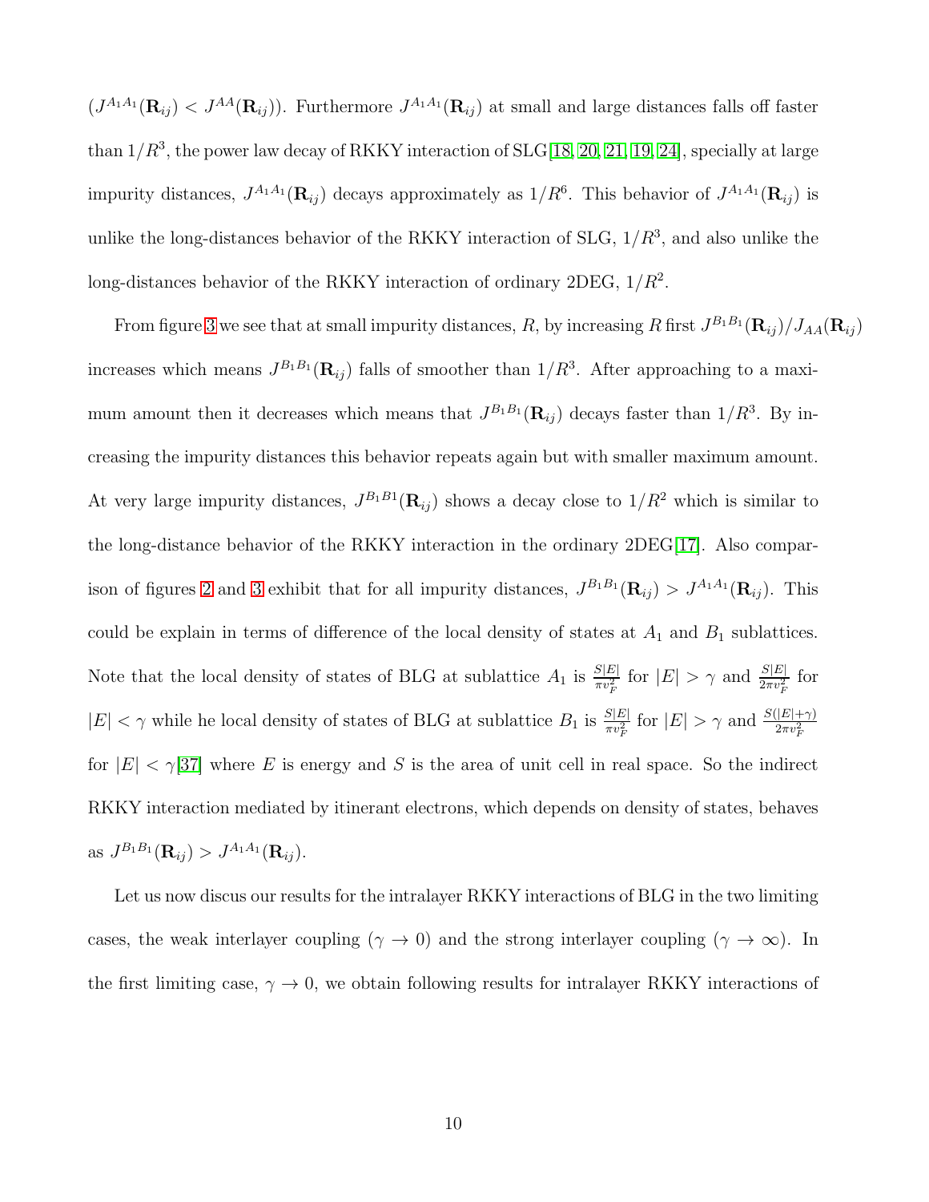($J^{A_1A_1}(\mathbf{R}_{ij}) < J^{AA}(\mathbf{R}_{ij})$). Furthermore $J^{A_1A_1}(\mathbf{R}_{ij})$ at small and large distances falls off faster than $1/R^3$, the power law decay of RKKY interaction of SLG[18, 20, 21, 19, 24], specially at large impurity distances, $J^{A_1A_1}(\mathbf{R}_{ij})$ decays approximately as $1/R^6$. This behavior of $J^{A_1A_1}(\mathbf{R}_{ij})$ is unlike the long-distances behavior of the RKKY interaction of SLG, $1/R^3$, and also unlike the long-distances behavior of the RKKY interaction of ordinary 2DEG, $1/R^2$.

From figure 3 we see that at small impurity distances, $R$, by increasing $R$ first $J^{B_1B_1}(\mathbf{R}_{ij})/J_{AA}(\mathbf{R}_{ij})$ increases which means $J^{B_1B_1}(\mathbf{R}_{ij})$ falls of smoother than $1/R^3$. After approaching to a maximum amount then it decreases which means that $J^{B_1B_1}(\mathbf{R}_{ij})$ decays faster than $1/R^3$. By increasing the impurity distances this behavior repeats again but with smaller maximum amount. At very large impurity distances, $J^{B_1B1}(\mathbf{R}_{ij})$ shows a decay close to $1/R^2$ which is similar to the long-distance behavior of the RKKY interaction in the ordinary 2DEG[17]. Also comparison of figures 2 and 3 exhibit that for all impurity distances, $J^{B_1B_1}(\mathbf{R}_{ij}) > J^{A_1A_1}(\mathbf{R}_{ij})$. This could be explain in terms of difference of the local density of states at $A_1$ and $B_1$ sublattices. Note that the local density of states of BLG at sublattice $A_1$ is $\frac{S|E|}{\pi v_F^2}$ for $|E| > \gamma$ and $\frac{S|E|}{2\pi v_F^2}$ for $|E| < \gamma$ while he local density of states of BLG at sublattice $B_1$ is $\frac{S|E|}{\pi v_F^2}$ for $|E| > \gamma$ and $\frac{S(|E|+\gamma)}{2\pi v_F^2}$ for $|E| < \gamma$[37] where $E$ is energy and $S$ is the area of unit cell in real space. So the indirect RKKY interaction mediated by itinerant electrons, which depends on density of states, behaves as $J^{B_1B_1}(\mathbf{R}_{ij}) > J^{A_1A_1}(\mathbf{R}_{ij})$.

Let us now discus our results for the intralayer RKKY interactions of BLG in the two limiting cases, the weak interlayer coupling ($\gamma \to 0$) and the strong interlayer coupling ($\gamma \to \infty$). In the first limiting case, $\gamma \to 0$, we obtain following results for intralayer RKKY interactions of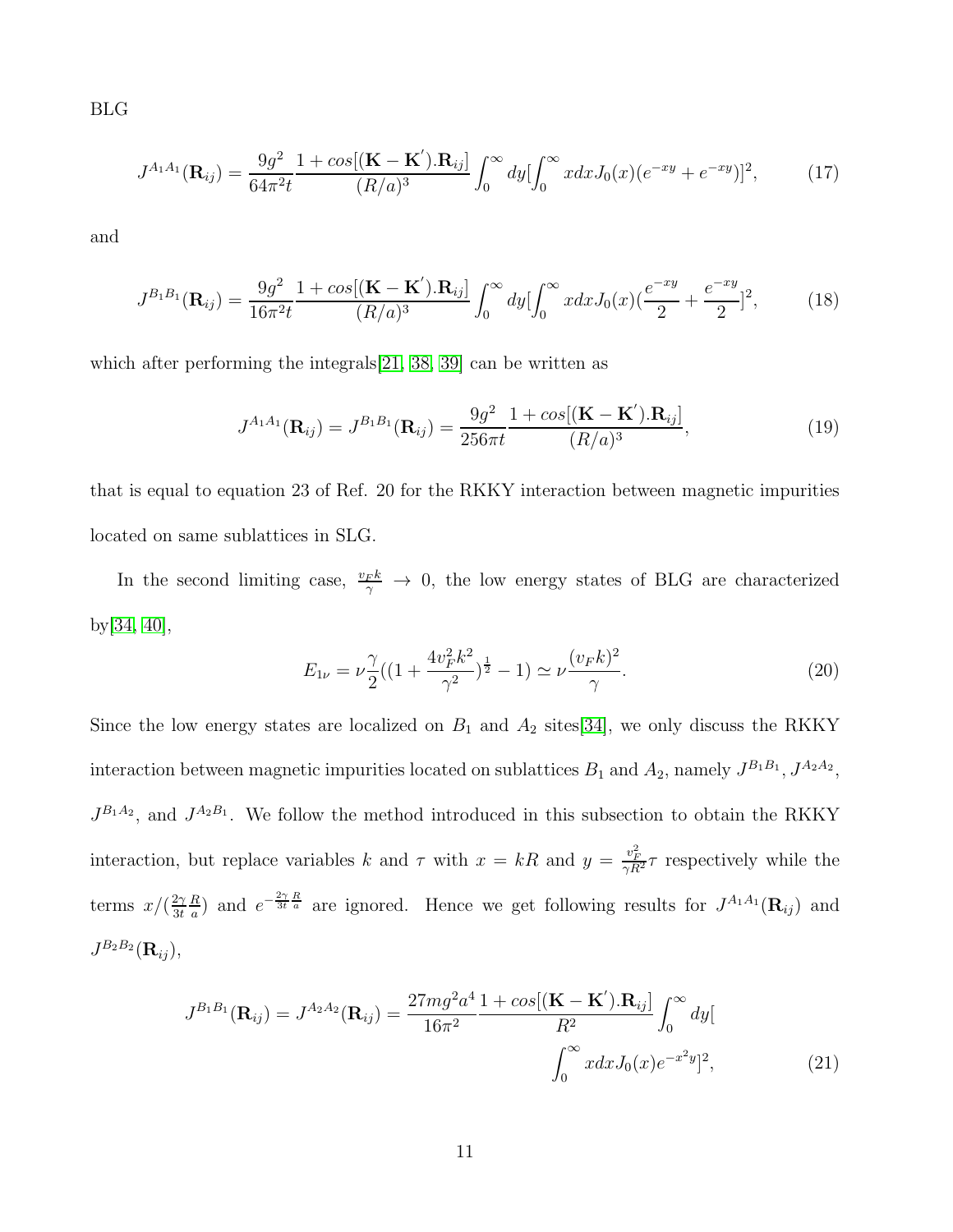BLG

$$J^{A_1A_1}(\mathbf{R}_{ij}) = \frac{9g^2}{64\pi^2 t}\frac{1+cos[(\mathbf{K}-\mathbf{K}^{'}).\mathbf{R}_{ij}]}{(R/a)^3}\int_0^\infty dy[\int_0^\infty xdxJ_0(x)(e^{-xy}+e^{-xy})]^2, \tag{17}$$

and

$$J^{B_1B_1}(\mathbf{R}_{ij}) = \frac{9g^2}{16\pi^2 t}\frac{1+cos[(\mathbf{K}-\mathbf{K}^{'}).\mathbf{R}_{ij}]}{(R/a)^3}\int_0^\infty dy[\int_0^\infty xdxJ_0(x)(\frac{e^{-xy}}{2}+\frac{e^{-xy}}{2}]^2, \tag{18}$$

which after performing the integrals[21, 38, 39] can be written as

$$J^{A_1A_1}(\mathbf{R}_{ij}) = J^{B_1B_1}(\mathbf{R}_{ij}) = \frac{9g^2}{256\pi t}\frac{1+cos[(\mathbf{K}-\mathbf{K}^{'}).\mathbf{R}_{ij}]}{(R/a)^3}, \tag{19}$$

that is equal to equation 23 of Ref. 20 for the RKKY interaction between magnetic impurities located on same sublattices in SLG.

In the second limiting case, $\frac{v_F k}{\gamma} \to 0$, the low energy states of BLG are characterized by[34, 40],

$$E_{1\nu} = \nu\frac{\gamma}{2}((1+\frac{4v_F^2k^2}{\gamma^2})^{\frac{1}{2}}-1) \simeq \nu\frac{(v_F k)^2}{\gamma}. \tag{20}$$

Since the low energy states are localized on $B_1$ and $A_2$ sites[34], we only discuss the RKKY interaction between magnetic impurities located on sublattices $B_1$ and $A_2$, namely $J^{B_1B_1}$, $J^{A_2A_2}$, $J^{B_1A_2}$, and $J^{A_2B_1}$. We follow the method introduced in this subsection to obtain the RKKY interaction, but replace variables $k$ and $\tau$ with $x = kR$ and $y = \frac{v_F^2}{\gamma R^2}\tau$ respectively while the terms $x/(\frac{2\gamma}{3t}\frac{R}{a})$ and $e^{-\frac{2\gamma}{3t}\frac{R}{a}}$ are ignored. Hence we get following results for $J^{A_1A_1}(\mathbf{R}_{ij})$ and $J^{B_2B_2}(\mathbf{R}_{ij})$,

$$J^{B_1B_1}(\mathbf{R}_{ij}) = J^{A_2A_2}(\mathbf{R}_{ij}) = \frac{27mg^2a^4}{16\pi^2}\frac{1+cos[(\mathbf{K}-\mathbf{K}^{'}).\mathbf{R}_{ij}]}{R^2}\int_0^\infty dy[\int_0^\infty xdxJ_0(x)e^{-x^2y}]^2, \tag{21}$$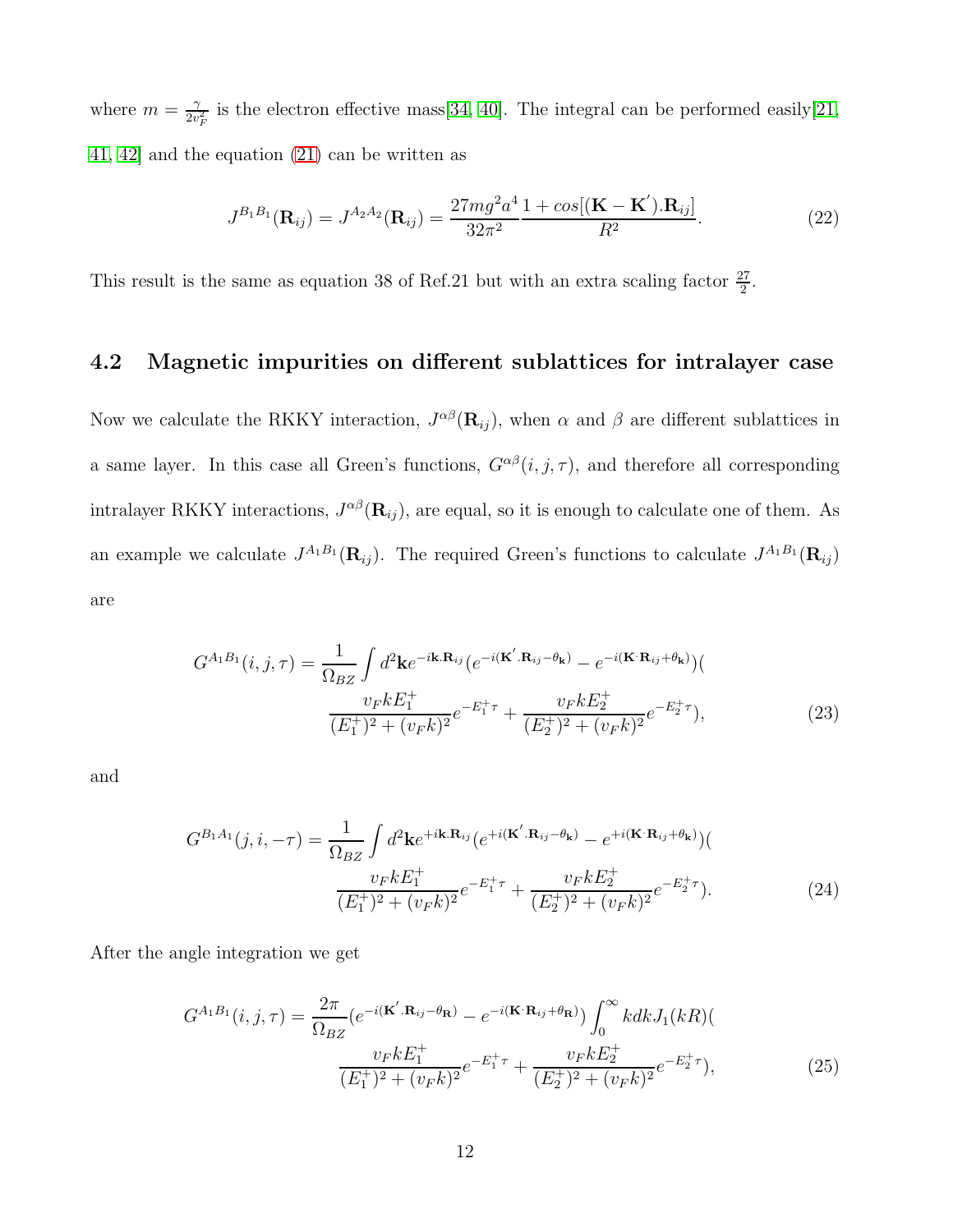where $m = \frac{\gamma}{2v_F^2}$ is the electron effective mass[34, 40]. The integral can be performed easily[21, 41, 42] and the equation (21) can be written as

$$J^{B_1B_1}(\mathbf{R}_{ij}) = J^{A_2A_2}(\mathbf{R}_{ij}) = \frac{27mg^2a^4}{32\pi^2}\frac{1+cos[(\mathbf{K}-\mathbf{K}^{'}).\mathbf{R}_{ij}]}{R^2}. \tag{22}$$

This result is the same as equation 38 of Ref.21 but with an extra scaling factor $\frac{27}{2}$.

## 4.2 Magnetic impurities on different sublattices for intralayer case

Now we calculate the RKKY interaction, $J^{\alpha\beta}(\mathbf{R}_{ij})$, when $\alpha$ and $\beta$ are different sublattices in a same layer. In this case all Green's functions, $G^{\alpha\beta}(i,j,\tau)$, and therefore all corresponding intralayer RKKY interactions, $J^{\alpha\beta}(\mathbf{R}_{ij})$, are equal, so it is enough to calculate one of them. As an example we calculate $J^{A_1B_1}(\mathbf{R}_{ij})$. The required Green's functions to calculate $J^{A_1B_1}(\mathbf{R}_{ij})$ are

$$G^{A_1B_1}(i,j,\tau) = \frac{1}{\Omega_{BZ}}\int d^2\mathbf{k} e^{-i\mathbf{k}.\mathbf{R}_{ij}}(e^{-i(\mathbf{K}^{'}.\mathbf{R}_{ij}-\theta_{\mathbf{k}})} - e^{-i(\mathbf{K}\cdot\mathbf{R}_{ij}+\theta_{\mathbf{k}})})( \frac{v_F k E_1^+}{(E_1^+)^2+(v_F k)^2}e^{-E_1^+\tau} + \frac{v_F k E_2^+}{(E_2^+)^2+(v_F k)^2}e^{-E_2^+\tau}), \tag{23}$$

and

$$G^{B_1A_1}(j,i,-\tau) = \frac{1}{\Omega_{BZ}}\int d^2\mathbf{k} e^{+i\mathbf{k}.\mathbf{R}_{ij}}(e^{+i(\mathbf{K}^{'}.\mathbf{R}_{ij}-\theta_{\mathbf{k}})} - e^{+i(\mathbf{K}\cdot\mathbf{R}_{ij}+\theta_{\mathbf{k}})})( \frac{v_F k E_1^+}{(E_1^+)^2+(v_F k)^2}e^{-E_1^+\tau} + \frac{v_F k E_2^+}{(E_2^+)^2+(v_F k)^2}e^{-E_2^+\tau}). \tag{24}$$

After the angle integration we get

$$G^{A_1B_1}(i,j,\tau) = \frac{2\pi}{\Omega_{BZ}}(e^{-i(\mathbf{K}^{'}.\mathbf{R}_{ij}-\theta_{\mathbf{R}})} - e^{-i(\mathbf{K}\cdot\mathbf{R}_{ij}+\theta_{\mathbf{R}})})\int_0^\infty kdkJ_1(kR)( \frac{v_F k E_1^+}{(E_1^+)^2+(v_F k)^2}e^{-E_1^+\tau} + \frac{v_F k E_2^+}{(E_2^+)^2+(v_F k)^2}e^{-E_2^+\tau}), \tag{25}$$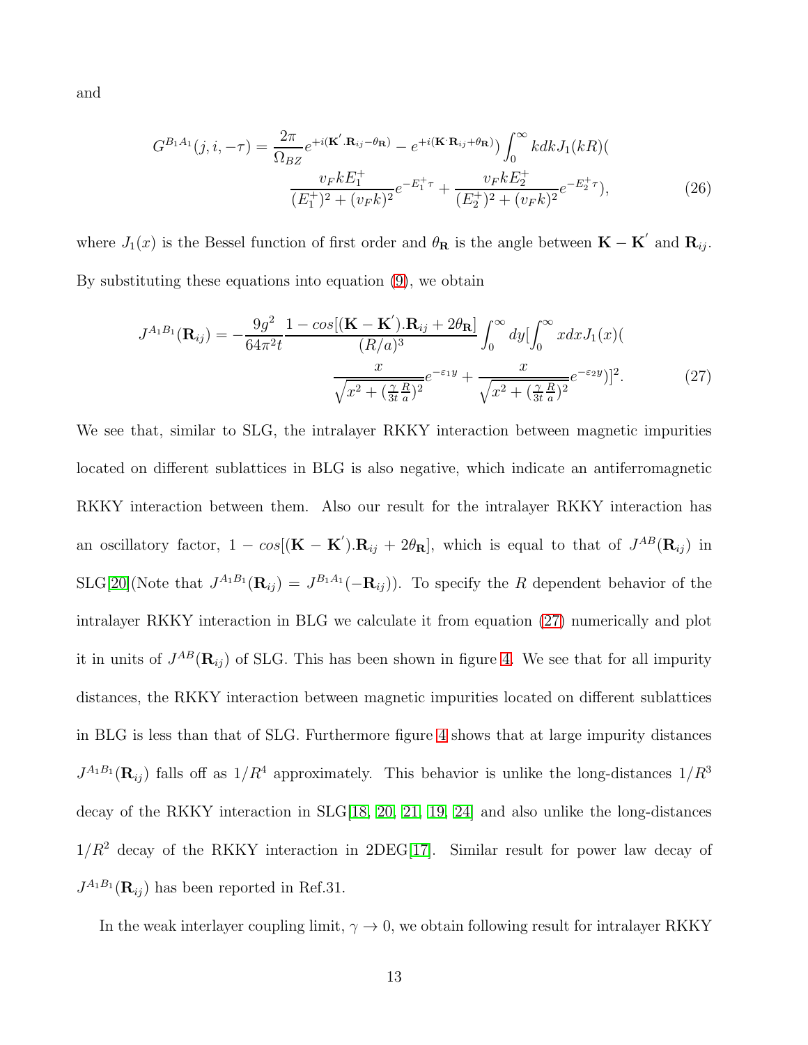and

$$G^{B_1A_1}(j,i,-\tau) = \frac{2\pi}{\Omega_{BZ}} e^{+i(\mathbf{K}'.\mathbf{R}_{ij}-\theta_{\mathbf{R}})} - e^{+i(\mathbf{K}\cdot\mathbf{R}_{ij}+\theta_{\mathbf{R}})}) \int_0^\infty kdk J_1(kR)( \frac{v_F k E_1^+}{(E_1^+)^2 + (v_F k)^2} e^{-E_1^+\tau} + \frac{v_F k E_2^+}{(E_2^+)^2 + (v_F k)^2} e^{-E_2^+\tau}), \tag{26}$$

where $J_1(x)$ is the Bessel function of first order and $\theta_{\mathbf{R}}$ is the angle between $\mathbf{K}-\mathbf{K}'$ and $\mathbf{R}_{ij}$. By substituting these equations into equation (9), we obtain

$$J^{A_1B_1}(\mathbf{R}_{ij}) = -\frac{9g^2}{64\pi^2 t} \frac{1 - cos[(\mathbf{K}-\mathbf{K}').\mathbf{R}_{ij} + 2\theta_{\mathbf{R}}]}{(R/a)^3} \int_0^\infty dy [\int_0^\infty xdx J_1(x)( \frac{x}{\sqrt{x^2 + (\frac{\gamma}{3t}\frac{R}{a})^2}} e^{-\varepsilon_1 y} + \frac{x}{\sqrt{x^2 + (\frac{\gamma}{3t}\frac{R}{a})^2}} e^{-\varepsilon_2 y})]^2. \tag{27}$$

We see that, similar to SLG, the intralayer RKKY interaction between magnetic impurities located on different sublattices in BLG is also negative, which indicate an antiferromagnetic RKKY interaction between them. Also our result for the intralayer RKKY interaction has an oscillatory factor, $1 - cos[(\mathbf{K}-\mathbf{K}').\mathbf{R}_{ij} + 2\theta_{\mathbf{R}}]$, which is equal to that of $J^{AB}(\mathbf{R}_{ij})$ in SLG[20](Note that $J^{A_1B_1}(\mathbf{R}_{ij}) = J^{B_1A_1}(-\mathbf{R}_{ij})$). To specify the $R$ dependent behavior of the intralayer RKKY interaction in BLG we calculate it from equation (27) numerically and plot it in units of $J^{AB}(\mathbf{R}_{ij})$ of SLG. This has been shown in figure 4. We see that for all impurity distances, the RKKY interaction between magnetic impurities located on different sublattices in BLG is less than that of SLG. Furthermore figure 4 shows that at large impurity distances $J^{A_1B_1}(\mathbf{R}_{ij})$ falls off as $1/R^4$ approximately. This behavior is unlike the long-distances $1/R^3$ decay of the RKKY interaction in SLG[18, 20, 21, 19, 24] and also unlike the long-distances $1/R^2$ decay of the RKKY interaction in 2DEG[17]. Similar result for power law decay of $J^{A_1B_1}(\mathbf{R}_{ij})$ has been reported in Ref.31.

In the weak interlayer coupling limit, $\gamma \to 0$, we obtain following result for intralayer RKKY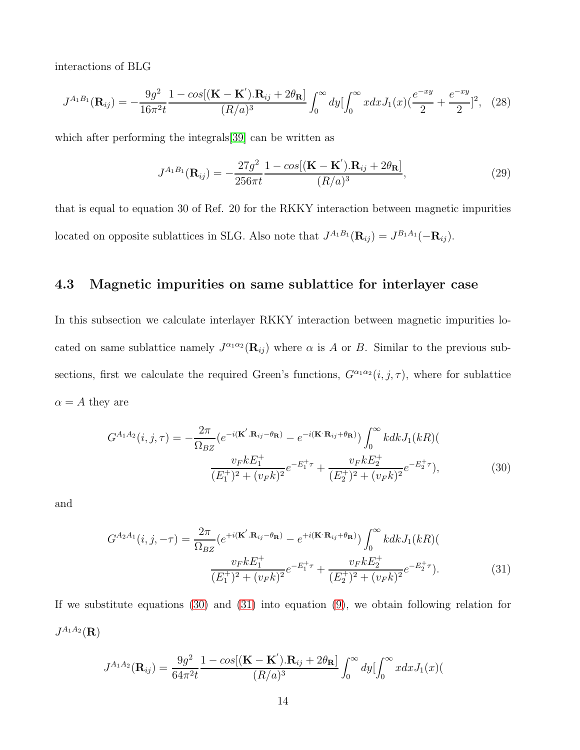interactions of BLG

$$J^{A_1B_1}(\mathbf{R}_{ij}) = -\frac{9g^2}{16\pi^2 t}\frac{1-cos[(\mathbf{K}-\mathbf{K}^{'}).\mathbf{R}_{ij}+2\theta_{\mathbf{R}}]}{(R/a)^3}\int_0^\infty dy[\int_0^\infty xdxJ_1(x)(\frac{e^{-xy}}{2}+\frac{e^{-xy}}{2}]^2, \quad (28)$$

which after performing the integrals[39] can be written as

$$J^{A_1B_1}(\mathbf{R}_{ij}) = -\frac{27g^2}{256\pi t}\frac{1-cos[(\mathbf{K}-\mathbf{K}^{'}).\mathbf{R}_{ij}+2\theta_{\mathbf{R}}]}{(R/a)^3}, \quad (29)$$

that is equal to equation 30 of Ref. 20 for the RKKY interaction between magnetic impurities located on opposite sublattices in SLG. Also note that $J^{A_1B_1}(\mathbf{R}_{ij}) = J^{B_1A_1}(-\mathbf{R}_{ij})$.

### 4.3 Magnetic impurities on same sublattice for interlayer case

In this subsection we calculate interlayer RKKY interaction between magnetic impurities located on same sublattice namely $J^{\alpha_1\alpha_2}(\mathbf{R}_{ij})$ where $\alpha$ is $A$ or $B$. Similar to the previous subsections, first we calculate the required Green's functions, $G^{\alpha_1\alpha_2}(i,j,\tau)$, where for sublattice $\alpha = A$ they are

$$G^{A_1A_2}(i,j,\tau) = -\frac{2\pi}{\Omega_{BZ}}(e^{-i(\mathbf{K}^{'}.\mathbf{R}_{ij}-\theta_{\mathbf{R}})} - e^{-i(\mathbf{K}\cdot\mathbf{R}_{ij}+\theta_{\mathbf{R}})})\int_0^\infty kdkJ_1(kR)(\frac{v_F k E_1^+}{(E_1^+)^2+(v_F k)^2}e^{-E_1^+\tau} + \frac{v_F k E_2^+}{(E_2^+)^2+(v_F k)^2}e^{-E_2^+\tau}), \quad (30)$$

and

$$G^{A_2A_1}(i,j,-\tau) = \frac{2\pi}{\Omega_{BZ}}(e^{+i(\mathbf{K}^{'}.\mathbf{R}_{ij}-\theta_{\mathbf{R}})} - e^{+i(\mathbf{K}\cdot\mathbf{R}_{ij}+\theta_{\mathbf{R}})})\int_0^\infty kdkJ_1(kR)(\frac{v_F k E_1^+}{(E_1^+)^2+(v_F k)^2}e^{-E_1^+\tau} + \frac{v_F k E_2^+}{(E_2^+)^2+(v_F k)^2}e^{-E_2^+\tau}). \quad (31)$$

If we substitute equations (30) and (31) into equation (9), we obtain following relation for $J^{A_1A_2}(\mathbf{R})$

$$J^{A_1A_2}(\mathbf{R}_{ij}) = \frac{9g^2}{64\pi^2 t}\frac{1-cos[(\mathbf{K}-\mathbf{K}^{'}).\mathbf{R}_{ij}+2\theta_{\mathbf{R}}]}{(R/a)^3}\int_0^\infty dy[\int_0^\infty xdxJ_1(x)($$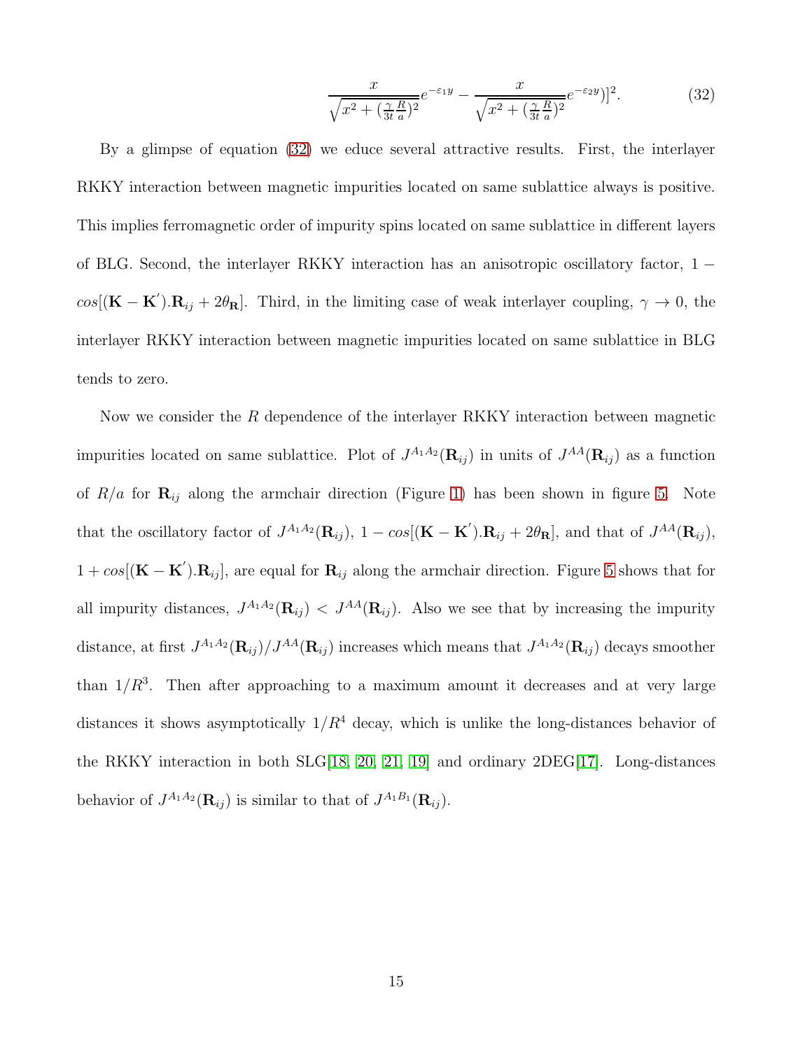$$\frac{x}{\sqrt{x^2 + (\frac{\gamma}{3t}\frac{R}{a})^2}} e^{-\varepsilon_1 y} - \frac{x}{\sqrt{x^2 + (\frac{\gamma}{3t}\frac{R}{a})^2}} e^{-\varepsilon_2 y})]^2. \tag{32}$$

By a glimpse of equation (32) we educe several attractive results. First, the interlayer RKKY interaction between magnetic impurities located on same sublattice always is positive. This implies ferromagnetic order of impurity spins located on same sublattice in different layers of BLG. Second, the interlayer RKKY interaction has an anisotropic oscillatory factor, $1 - cos[(\mathbf{K} - \mathbf{K}').\mathbf{R}_{ij} + 2\theta_{\mathbf{R}}]$. Third, in the limiting case of weak interlayer coupling, $\gamma \to 0$, the interlayer RKKY interaction between magnetic impurities located on same sublattice in BLG tends to zero.

Now we consider the $R$ dependence of the interlayer RKKY interaction between magnetic impurities located on same sublattice. Plot of $J^{A_1A_2}(\mathbf{R}_{ij})$ in units of $J^{AA}(\mathbf{R}_{ij})$ as a function of $R/a$ for $\mathbf{R}_{ij}$ along the armchair direction (Figure 1) has been shown in figure 5. Note that the oscillatory factor of $J^{A_1A_2}(\mathbf{R}_{ij})$, $1 - cos[(\mathbf{K} - \mathbf{K}').\mathbf{R}_{ij} + 2\theta_{\mathbf{R}}]$, and that of $J^{AA}(\mathbf{R}_{ij})$, $1 + cos[(\mathbf{K} - \mathbf{K}').\mathbf{R}_{ij}]$, are equal for $\mathbf{R}_{ij}$ along the armchair direction. Figure 5 shows that for all impurity distances, $J^{A_1A_2}(\mathbf{R}_{ij}) < J^{AA}(\mathbf{R}_{ij})$. Also we see that by increasing the impurity distance, at first $J^{A_1A_2}(\mathbf{R}_{ij})/J^{AA}(\mathbf{R}_{ij})$ increases which means that $J^{A_1A_2}(\mathbf{R}_{ij})$ decays smoother than $1/R^3$. Then after approaching to a maximum amount it decreases and at very large distances it shows asymptotically $1/R^4$ decay, which is unlike the long-distances behavior of the RKKY interaction in both SLG[18, 20, 21, 19] and ordinary 2DEG[17]. Long-distances behavior of $J^{A_1A_2}(\mathbf{R}_{ij})$ is similar to that of $J^{A_1B_1}(\mathbf{R}_{ij})$.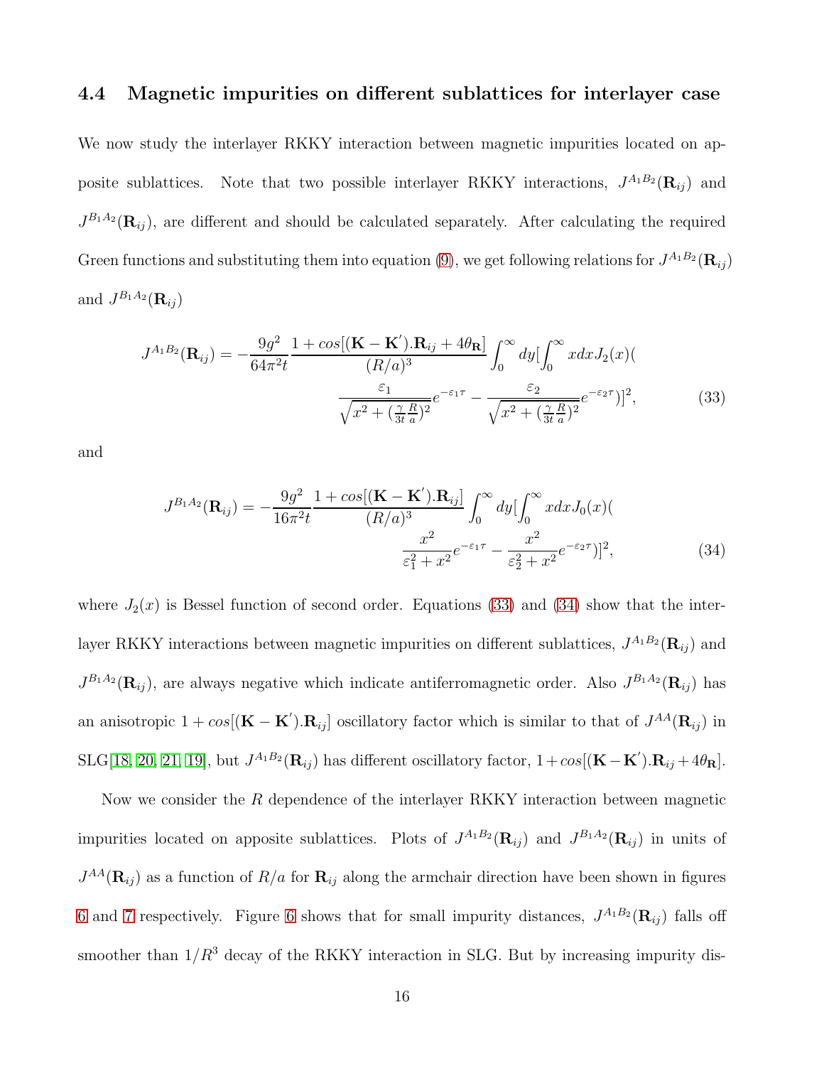### 4.4 Magnetic impurities on different sublattices for interlayer case

We now study the interlayer RKKY interaction between magnetic impurities located on apposite sublattices. Note that two possible interlayer RKKY interactions, $J^{A_1B_2}(\mathbf{R}_{ij})$ and $J^{B_1A_2}(\mathbf{R}_{ij})$, are different and should be calculated separately. After calculating the required Green functions and substituting them into equation (9), we get following relations for $J^{A_1B_2}(\mathbf{R}_{ij})$ and $J^{B_1A_2}(\mathbf{R}_{ij})$

$$J^{A_1B_2}(\mathbf{R}_{ij}) = -\frac{9g^2}{64\pi^2 t}\frac{1+cos[(\mathbf{K}-\mathbf{K}').\mathbf{R}_{ij}+4\theta_{\mathbf{R}}]}{(R/a)^3}\int_0^\infty dy[\int_0^\infty xdxJ_2(x)(\frac{\varepsilon_1}{\sqrt{x^2+(\frac{\gamma}{3t}\frac{R}{a})^2}}e^{-\varepsilon_1\tau}-\frac{\varepsilon_2}{\sqrt{x^2+(\frac{\gamma}{3t}\frac{R}{a})^2}}e^{-\varepsilon_2\tau})]^2, \tag{33}$$

and

$$J^{B_1A_2}(\mathbf{R}_{ij}) = -\frac{9g^2}{16\pi^2 t}\frac{1+cos[(\mathbf{K}-\mathbf{K}').\mathbf{R}_{ij}]}{(R/a)^3}\int_0^\infty dy[\int_0^\infty xdxJ_0(x)(\frac{x^2}{\varepsilon_1^2+x^2}e^{-\varepsilon_1\tau}-\frac{x^2}{\varepsilon_2^2+x^2}e^{-\varepsilon_2\tau})]^2, \tag{34}$$

where $J_2(x)$ is Bessel function of second order. Equations (33) and (34) show that the interlayer RKKY interactions between magnetic impurities on different sublattices, $J^{A_1B_2}(\mathbf{R}_{ij})$ and $J^{B_1A_2}(\mathbf{R}_{ij})$, are always negative which indicate antiferromagnetic order. Also $J^{B_1A_2}(\mathbf{R}_{ij})$ has an anisotropic $1+cos[(\mathbf{K}-\mathbf{K}').\mathbf{R}_{ij}]$ oscillatory factor which is similar to that of $J^{AA}(\mathbf{R}_{ij})$ in SLG[18, 20, 21, 19], but $J^{A_1B_2}(\mathbf{R}_{ij})$ has different oscillatory factor, $1+cos[(\mathbf{K}-\mathbf{K}').\mathbf{R}_{ij}+4\theta_{\mathbf{R}}]$.

Now we consider the $R$ dependence of the interlayer RKKY interaction between magnetic impurities located on apposite sublattices. Plots of $J^{A_1B_2}(\mathbf{R}_{ij})$ and $J^{B_1A_2}(\mathbf{R}_{ij})$ in units of $J^{AA}(\mathbf{R}_{ij})$ as a function of $R/a$ for $\mathbf{R}_{ij}$ along the armchair direction have been shown in figures 6 and 7 respectively. Figure 6 shows that for small impurity distances, $J^{A_1B_2}(\mathbf{R}_{ij})$ falls off smoother than $1/R^3$ decay of the RKKY interaction in SLG. But by increasing impurity dis-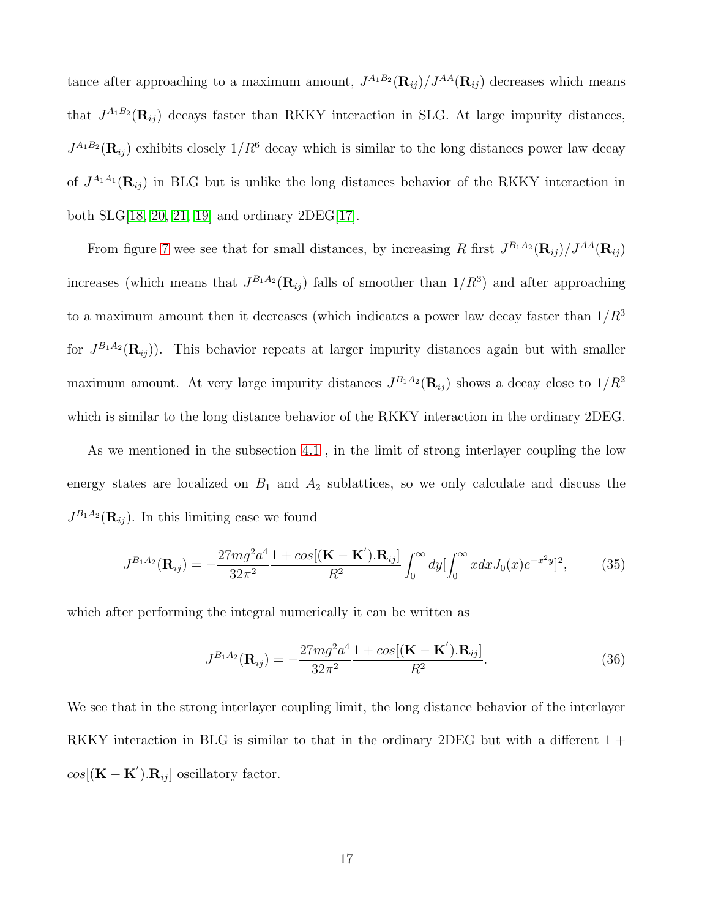tance after approaching to a maximum amount, $J^{A_1B_2}(\mathbf{R}_{ij})/J^{AA}(\mathbf{R}_{ij})$ decreases which means that $J^{A_1B_2}(\mathbf{R}_{ij})$ decays faster than RKKY interaction in SLG. At large impurity distances, $J^{A_1B_2}(\mathbf{R}_{ij})$ exhibits closely $1/R^6$ decay which is similar to the long distances power law decay of $J^{A_1A_1}(\mathbf{R}_{ij})$ in BLG but is unlike the long distances behavior of the RKKY interaction in both SLG[18, 20, 21, 19] and ordinary 2DEG[17].

From figure 7 wee see that for small distances, by increasing $R$ first $J^{B_1A_2}(\mathbf{R}_{ij})/J^{AA}(\mathbf{R}_{ij})$ increases (which means that $J^{B_1A_2}(\mathbf{R}_{ij})$ falls of smoother than $1/R^3$) and after approaching to a maximum amount then it decreases (which indicates a power law decay faster than $1/R^3$ for $J^{B_1A_2}(\mathbf{R}_{ij})$). This behavior repeats at larger impurity distances again but with smaller maximum amount. At very large impurity distances $J^{B_1A_2}(\mathbf{R}_{ij})$ shows a decay close to $1/R^2$ which is similar to the long distance behavior of the RKKY interaction in the ordinary 2DEG.

As we mentioned in the subsection 4.1 , in the limit of strong interlayer coupling the low energy states are localized on $B_1$ and $A_2$ sublattices, so we only calculate and discuss the $J^{B_1A_2}(\mathbf{R}_{ij})$. In this limiting case we found

$$J^{B_1A_2}(\mathbf{R}_{ij}) = -\frac{27mg^2a^4}{32\pi^2}\frac{1+cos[(\mathbf{K}-\mathbf{K}').\mathbf{R}_{ij}]}{R^2}\int_0^\infty dy[\int_0^\infty xdxJ_0(x)e^{-x^2y}]^2, \tag{35}$$

which after performing the integral numerically it can be written as

$$J^{B_1A_2}(\mathbf{R}_{ij}) = -\frac{27mg^2a^4}{32\pi^2}\frac{1+cos[(\mathbf{K}-\mathbf{K}').\mathbf{R}_{ij}]}{R^2}. \tag{36}$$

We see that in the strong interlayer coupling limit, the long distance behavior of the interlayer RKKY interaction in BLG is similar to that in the ordinary 2DEG but with a different $1 + cos[(\mathbf{K}-\mathbf{K}').\mathbf{R}_{ij}]$ oscillatory factor.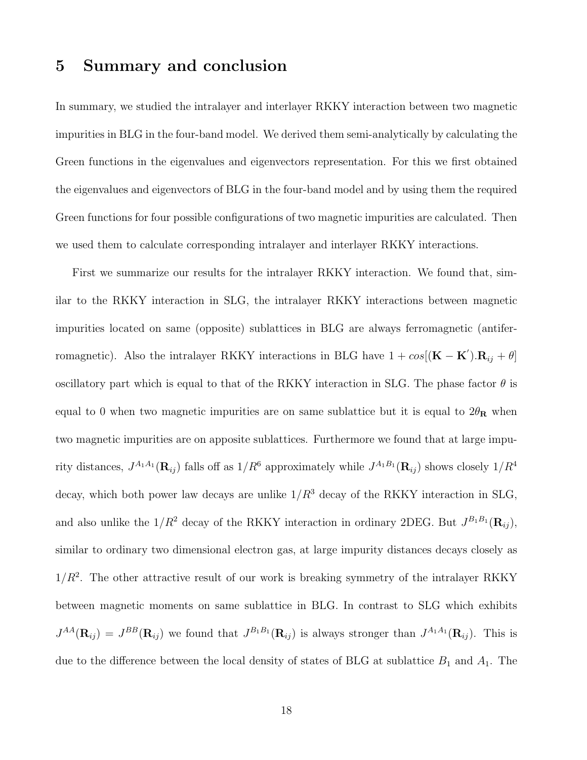# 5 Summary and conclusion

In summary, we studied the intralayer and interlayer RKKY interaction between two magnetic impurities in BLG in the four-band model. We derived them semi-analytically by calculating the Green functions in the eigenvalues and eigenvectors representation. For this we first obtained the eigenvalues and eigenvectors of BLG in the four-band model and by using them the required Green functions for four possible configurations of two magnetic impurities are calculated. Then we used them to calculate corresponding intralayer and interlayer RKKY interactions.

First we summarize our results for the intralayer RKKY interaction. We found that, similar to the RKKY interaction in SLG, the intralayer RKKY interactions between magnetic impurities located on same (opposite) sublattices in BLG are always ferromagnetic (antiferromagnetic). Also the intralayer RKKY interactions in BLG have $1 + cos[(\mathbf{K} - \mathbf{K}').\mathbf{R}_{ij} + \theta]$ oscillatory part which is equal to that of the RKKY interaction in SLG. The phase factor $\theta$ is equal to 0 when two magnetic impurities are on same sublattice but it is equal to $2\theta_{\mathbf{R}}$ when two magnetic impurities are on apposite sublattices. Furthermore we found that at large impurity distances, $J^{A_1A_1}(\mathbf{R}_{ij})$ falls off as $1/R^6$ approximately while $J^{A_1B_1}(\mathbf{R}_{ij})$ shows closely $1/R^4$ decay, which both power law decays are unlike $1/R^3$ decay of the RKKY interaction in SLG, and also unlike the $1/R^2$ decay of the RKKY interaction in ordinary 2DEG. But $J^{B_1B_1}(\mathbf{R}_{ij})$, similar to ordinary two dimensional electron gas, at large impurity distances decays closely as $1/R^2$. The other attractive result of our work is breaking symmetry of the intralayer RKKY between magnetic moments on same sublattice in BLG. In contrast to SLG which exhibits $J^{AA}(\mathbf{R}_{ij}) = J^{BB}(\mathbf{R}_{ij})$ we found that $J^{B_1B_1}(\mathbf{R}_{ij})$ is always stronger than $J^{A_1A_1}(\mathbf{R}_{ij})$. This is due to the difference between the local density of states of BLG at sublattice $B_1$ and $A_1$. The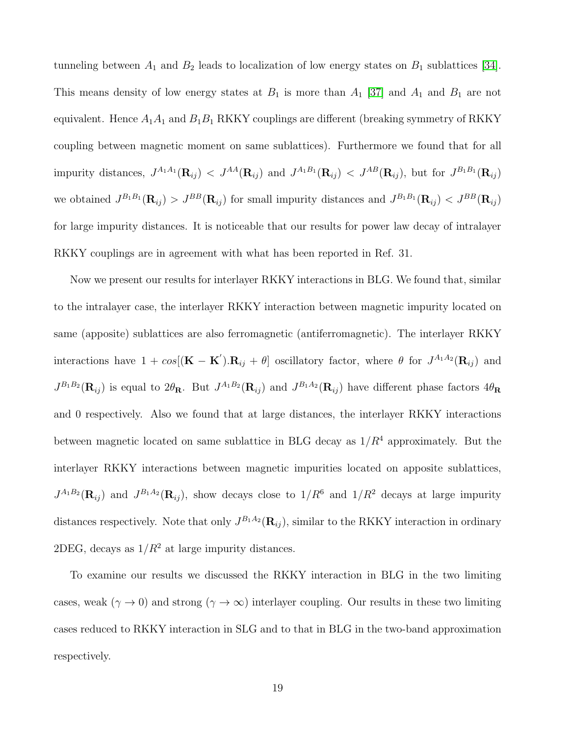tunneling between $A_1$ and $B_2$ leads to localization of low energy states on $B_1$ sublattices [34]. This means density of low energy states at $B_1$ is more than $A_1$ [37] and $A_1$ and $B_1$ are not equivalent. Hence $A_1A_1$ and $B_1B_1$ RKKY couplings are different (breaking symmetry of RKKY coupling between magnetic moment on same sublattices). Furthermore we found that for all impurity distances, $J^{A_1A_1}(\mathbf{R}_{ij}) < J^{AA}(\mathbf{R}_{ij})$ and $J^{A_1B_1}(\mathbf{R}_{ij}) < J^{AB}(\mathbf{R}_{ij})$, but for $J^{B_1B_1}(\mathbf{R}_{ij})$ we obtained $J^{B_1B_1}(\mathbf{R}_{ij}) > J^{BB}(\mathbf{R}_{ij})$ for small impurity distances and $J^{B_1B_1}(\mathbf{R}_{ij}) < J^{BB}(\mathbf{R}_{ij})$ for large impurity distances. It is noticeable that our results for power law decay of intralayer RKKY couplings are in agreement with what has been reported in Ref. 31.

Now we present our results for interlayer RKKY interactions in BLG. We found that, similar to the intralayer case, the interlayer RKKY interaction between magnetic impurity located on same (apposite) sublattices are also ferromagnetic (antiferromagnetic). The interlayer RKKY interactions have $1 + cos[(\mathbf{K} - \mathbf{K}').\mathbf{R}_{ij} + \theta]$ oscillatory factor, where $\theta$ for $J^{A_1A_2}(\mathbf{R}_{ij})$ and $J^{B_1B_2}(\mathbf{R}_{ij})$ is equal to $2\theta_{\mathbf{R}}$. But $J^{A_1B_2}(\mathbf{R}_{ij})$ and $J^{B_1A_2}(\mathbf{R}_{ij})$ have different phase factors $4\theta_{\mathbf{R}}$ and 0 respectively. Also we found that at large distances, the interlayer RKKY interactions between magnetic located on same sublattice in BLG decay as $1/R^4$ approximately. But the interlayer RKKY interactions between magnetic impurities located on apposite sublattices, $J^{A_1B_2}(\mathbf{R}_{ij})$ and $J^{B_1A_2}(\mathbf{R}_{ij})$, show decays close to $1/R^6$ and $1/R^2$ decays at large impurity distances respectively. Note that only $J^{B_1A_2}(\mathbf{R}_{ij})$, similar to the RKKY interaction in ordinary 2DEG, decays as $1/R^2$ at large impurity distances.

To examine our results we discussed the RKKY interaction in BLG in the two limiting cases, weak ($\gamma \to 0$) and strong ($\gamma \to \infty$) interlayer coupling. Our results in these two limiting cases reduced to RKKY interaction in SLG and to that in BLG in the two-band approximation respectively.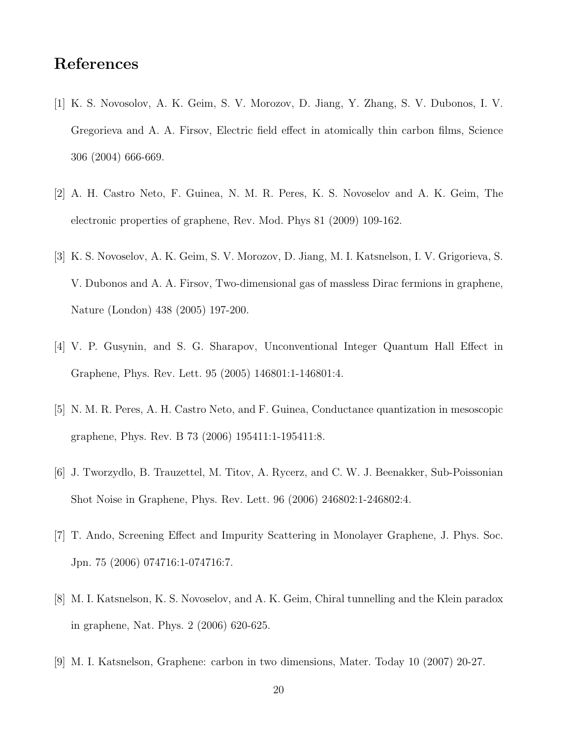## References

[1] K. S. Novosolov, A. K. Geim, S. V. Morozov, D. Jiang, Y. Zhang, S. V. Dubonos, I. V. Gregorieva and A. A. Firsov, Electric field effect in atomically thin carbon films, Science 306 (2004) 666-669.

[2] A. H. Castro Neto, F. Guinea, N. M. R. Peres, K. S. Novoselov and A. K. Geim, The electronic properties of graphene, Rev. Mod. Phys 81 (2009) 109-162.

[3] K. S. Novoselov, A. K. Geim, S. V. Morozov, D. Jiang, M. I. Katsnelson, I. V. Grigorieva, S. V. Dubonos and A. A. Firsov, Two-dimensional gas of massless Dirac fermions in graphene, Nature (London) 438 (2005) 197-200.

[4] V. P. Gusynin, and S. G. Sharapov, Unconventional Integer Quantum Hall Effect in Graphene, Phys. Rev. Lett. 95 (2005) 146801:1-146801:4.

[5] N. M. R. Peres, A. H. Castro Neto, and F. Guinea, Conductance quantization in mesoscopic graphene, Phys. Rev. B 73 (2006) 195411:1-195411:8.

[6] J. Tworzydlo, B. Trauzettel, M. Titov, A. Rycerz, and C. W. J. Beenakker, Sub-Poissonian Shot Noise in Graphene, Phys. Rev. Lett. 96 (2006) 246802:1-246802:4.

[7] T. Ando, Screening Effect and Impurity Scattering in Monolayer Graphene, J. Phys. Soc. Jpn. 75 (2006) 074716:1-074716:7.

[8] M. I. Katsnelson, K. S. Novoselov, and A. K. Geim, Chiral tunnelling and the Klein paradox in graphene, Nat. Phys. 2 (2006) 620-625.

[9] M. I. Katsnelson, Graphene: carbon in two dimensions, Mater. Today 10 (2007) 20-27.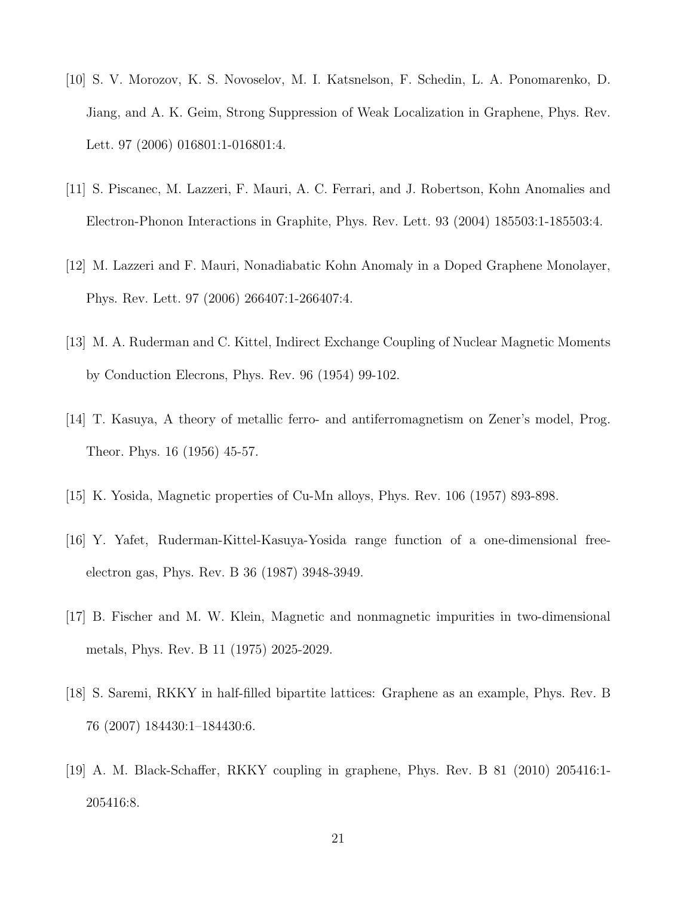[10] S. V. Morozov, K. S. Novoselov, M. I. Katsnelson, F. Schedin, L. A. Ponomarenko, D. Jiang, and A. K. Geim, Strong Suppression of Weak Localization in Graphene, Phys. Rev. Lett. 97 (2006) 016801:1-016801:4.

[11] S. Piscanec, M. Lazzeri, F. Mauri, A. C. Ferrari, and J. Robertson, Kohn Anomalies and Electron-Phonon Interactions in Graphite, Phys. Rev. Lett. 93 (2004) 185503:1-185503:4.

[12] M. Lazzeri and F. Mauri, Nonadiabatic Kohn Anomaly in a Doped Graphene Monolayer, Phys. Rev. Lett. 97 (2006) 266407:1-266407:4.

[13] M. A. Ruderman and C. Kittel, Indirect Exchange Coupling of Nuclear Magnetic Moments by Conduction Elecrons, Phys. Rev. 96 (1954) 99-102.

[14] T. Kasuya, A theory of metallic ferro- and antiferromagnetism on Zener's model, Prog. Theor. Phys. 16 (1956) 45-57.

[15] K. Yosida, Magnetic properties of Cu-Mn alloys, Phys. Rev. 106 (1957) 893-898.

[16] Y. Yafet, Ruderman-Kittel-Kasuya-Yosida range function of a one-dimensional free-electron gas, Phys. Rev. B 36 (1987) 3948-3949.

[17] B. Fischer and M. W. Klein, Magnetic and nonmagnetic impurities in two-dimensional metals, Phys. Rev. B 11 (1975) 2025-2029.

[18] S. Saremi, RKKY in half-filled bipartite lattices: Graphene as an example, Phys. Rev. B 76 (2007) 184430:1–184430:6.

[19] A. M. Black-Schaffer, RKKY coupling in graphene, Phys. Rev. B 81 (2010) 205416:1-205416:8.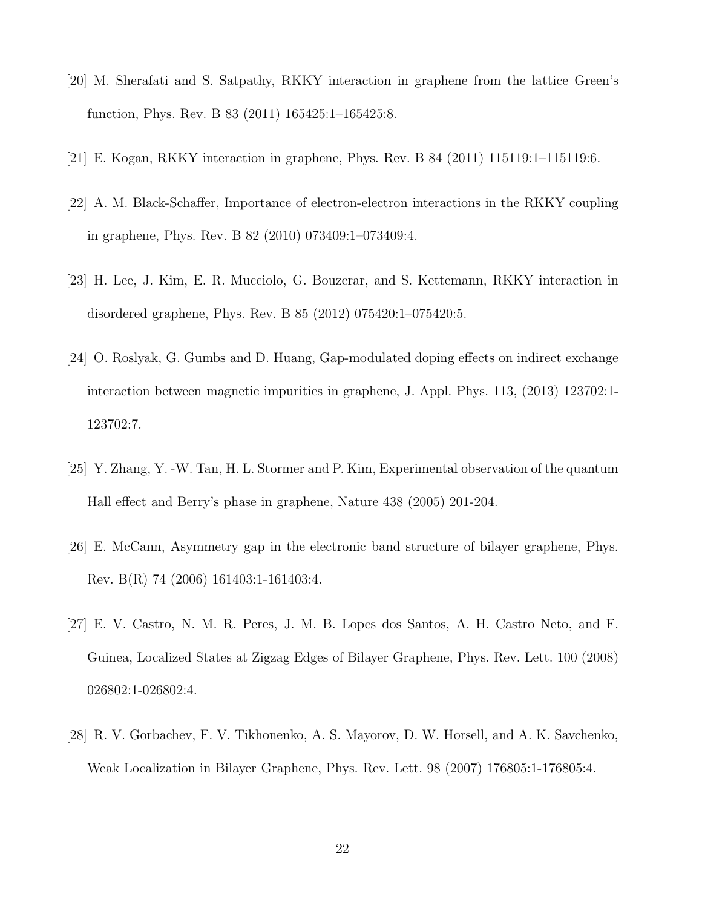[20] M. Sherafati and S. Satpathy, RKKY interaction in graphene from the lattice Green's function, Phys. Rev. B 83 (2011) 165425:1–165425:8.

[21] E. Kogan, RKKY interaction in graphene, Phys. Rev. B 84 (2011) 115119:1–115119:6.

[22] A. M. Black-Schaffer, Importance of electron-electron interactions in the RKKY coupling in graphene, Phys. Rev. B 82 (2010) 073409:1–073409:4.

[23] H. Lee, J. Kim, E. R. Mucciolo, G. Bouzerar, and S. Kettemann, RKKY interaction in disordered graphene, Phys. Rev. B 85 (2012) 075420:1–075420:5.

[24] O. Roslyak, G. Gumbs and D. Huang, Gap-modulated doping effects on indirect exchange interaction between magnetic impurities in graphene, J. Appl. Phys. 113, (2013) 123702:1-123702:7.

[25] Y. Zhang, Y. -W. Tan, H. L. Stormer and P. Kim, Experimental observation of the quantum Hall effect and Berry's phase in graphene, Nature 438 (2005) 201-204.

[26] E. McCann, Asymmetry gap in the electronic band structure of bilayer graphene, Phys. Rev. B(R) 74 (2006) 161403:1-161403:4.

[27] E. V. Castro, N. M. R. Peres, J. M. B. Lopes dos Santos, A. H. Castro Neto, and F. Guinea, Localized States at Zigzag Edges of Bilayer Graphene, Phys. Rev. Lett. 100 (2008) 026802:1-026802:4.

[28] R. V. Gorbachev, F. V. Tikhonenko, A. S. Mayorov, D. W. Horsell, and A. K. Savchenko, Weak Localization in Bilayer Graphene, Phys. Rev. Lett. 98 (2007) 176805:1-176805:4.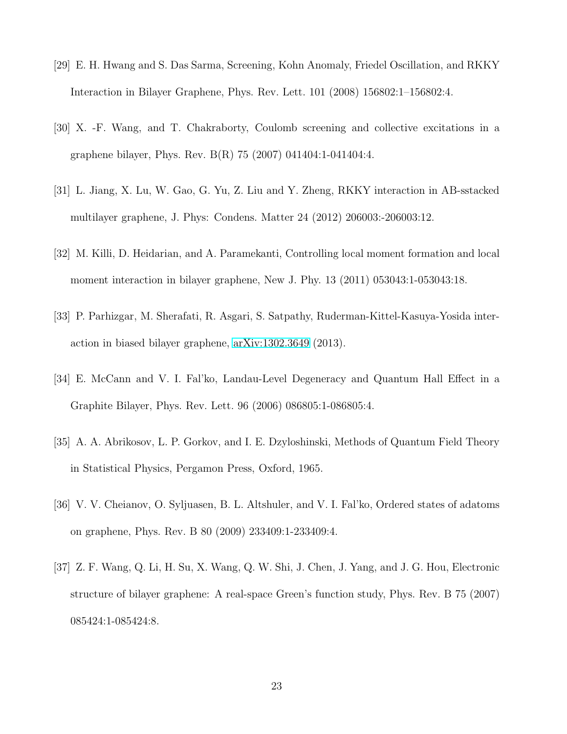[29] E. H. Hwang and S. Das Sarma, Screening, Kohn Anomaly, Friedel Oscillation, and RKKY Interaction in Bilayer Graphene, Phys. Rev. Lett. 101 (2008) 156802:1–156802:4.

[30] X. -F. Wang, and T. Chakraborty, Coulomb screening and collective excitations in a graphene bilayer, Phys. Rev. B(R) 75 (2007) 041404:1-041404:4.

[31] L. Jiang, X. Lu, W. Gao, G. Yu, Z. Liu and Y. Zheng, RKKY interaction in AB-sstacked multilayer graphene, J. Phys: Condens. Matter 24 (2012) 206003:-206003:12.

[32] M. Killi, D. Heidarian, and A. Paramekanti, Controlling local moment formation and local moment interaction in bilayer graphene, New J. Phy. 13 (2011) 053043:1-053043:18.

[33] P. Parhizgar, M. Sherafati, R. Asgari, S. Satpathy, Ruderman-Kittel-Kasuya-Yosida interaction in biased bilayer graphene, arXiv:1302.3649 (2013).

[34] E. McCann and V. I. Fal'ko, Landau-Level Degeneracy and Quantum Hall Effect in a Graphite Bilayer, Phys. Rev. Lett. 96 (2006) 086805:1-086805:4.

[35] A. A. Abrikosov, L. P. Gorkov, and I. E. Dzyloshinski, Methods of Quantum Field Theory in Statistical Physics, Pergamon Press, Oxford, 1965.

[36] V. V. Cheianov, O. Syljuasen, B. L. Altshuler, and V. I. Fal'ko, Ordered states of adatoms on graphene, Phys. Rev. B 80 (2009) 233409:1-233409:4.

[37] Z. F. Wang, Q. Li, H. Su, X. Wang, Q. W. Shi, J. Chen, J. Yang, and J. G. Hou, Electronic structure of bilayer graphene: A real-space Green's function study, Phys. Rev. B 75 (2007) 085424:1-085424:8.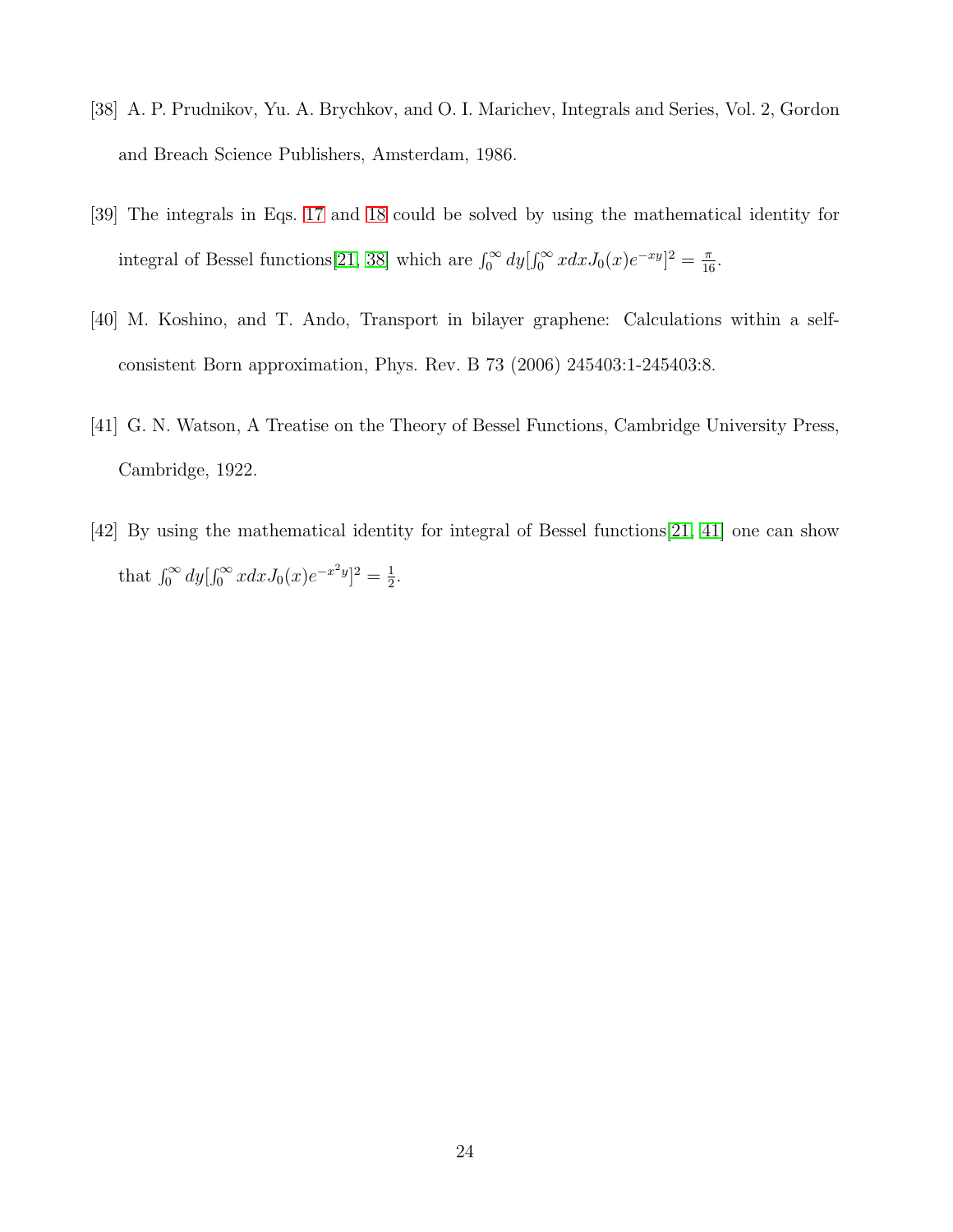[38] A. P. Prudnikov, Yu. A. Brychkov, and O. I. Marichev, Integrals and Series, Vol. 2, Gordon and Breach Science Publishers, Amsterdam, 1986.

[39] The integrals in Eqs. 17 and 18 could be solved by using the mathematical identity for integral of Bessel functions[21, 38] which are $\int_0^\infty dy[\int_0^\infty xdxJ_0(x)e^{-xy}]^2 = \frac{\pi}{16}$.

[40] M. Koshino, and T. Ando, Transport in bilayer graphene: Calculations within a self-consistent Born approximation, Phys. Rev. B 73 (2006) 245403:1-245403:8.

[41] G. N. Watson, A Treatise on the Theory of Bessel Functions, Cambridge University Press, Cambridge, 1922.

[42] By using the mathematical identity for integral of Bessel functions[21, 41] one can show that $\int_0^\infty dy[\int_0^\infty xdxJ_0(x)e^{-x^2y}]^2 = \frac{1}{2}$.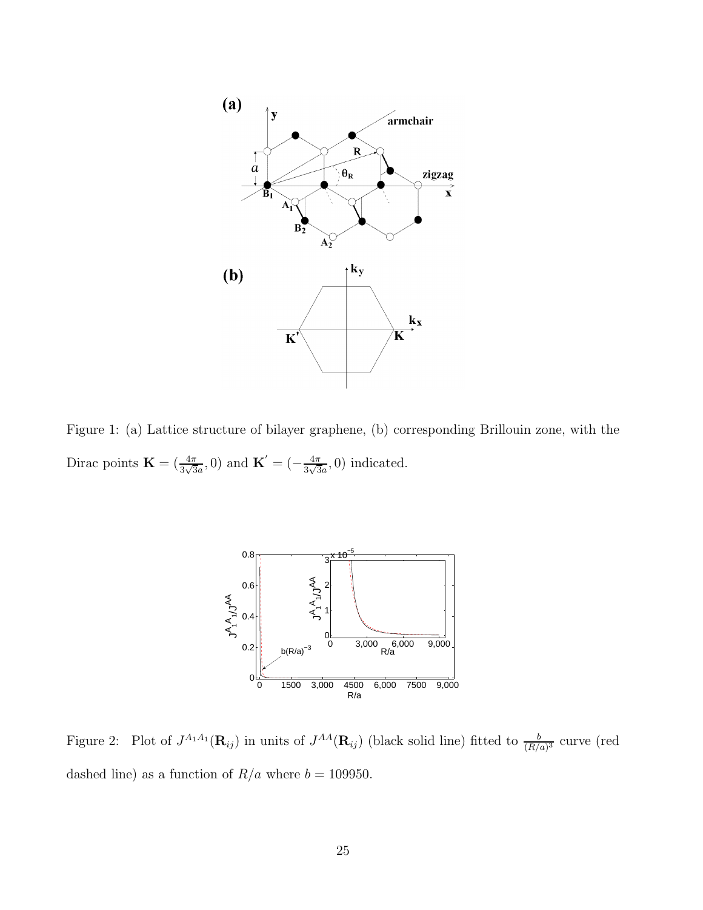Figure 1: (a) Lattice structure of bilayer graphene, (b) corresponding Brillouin zone, with the Dirac points $\mathbf{K} = (\frac{4\pi}{3\sqrt{3}a}, 0)$ and $\mathbf{K}' = (-\frac{4\pi}{3\sqrt{3}a}, 0)$ indicated.

Figure 2: Plot of $J^{A_1A_1}(\mathbf{R}_{ij})$ in units of $J^{AA}(\mathbf{R}_{ij})$ (black solid line) fitted to $\frac{b}{(R/a)^3}$ curve (red dashed line) as a function of $R/a$ where $b = 109950$.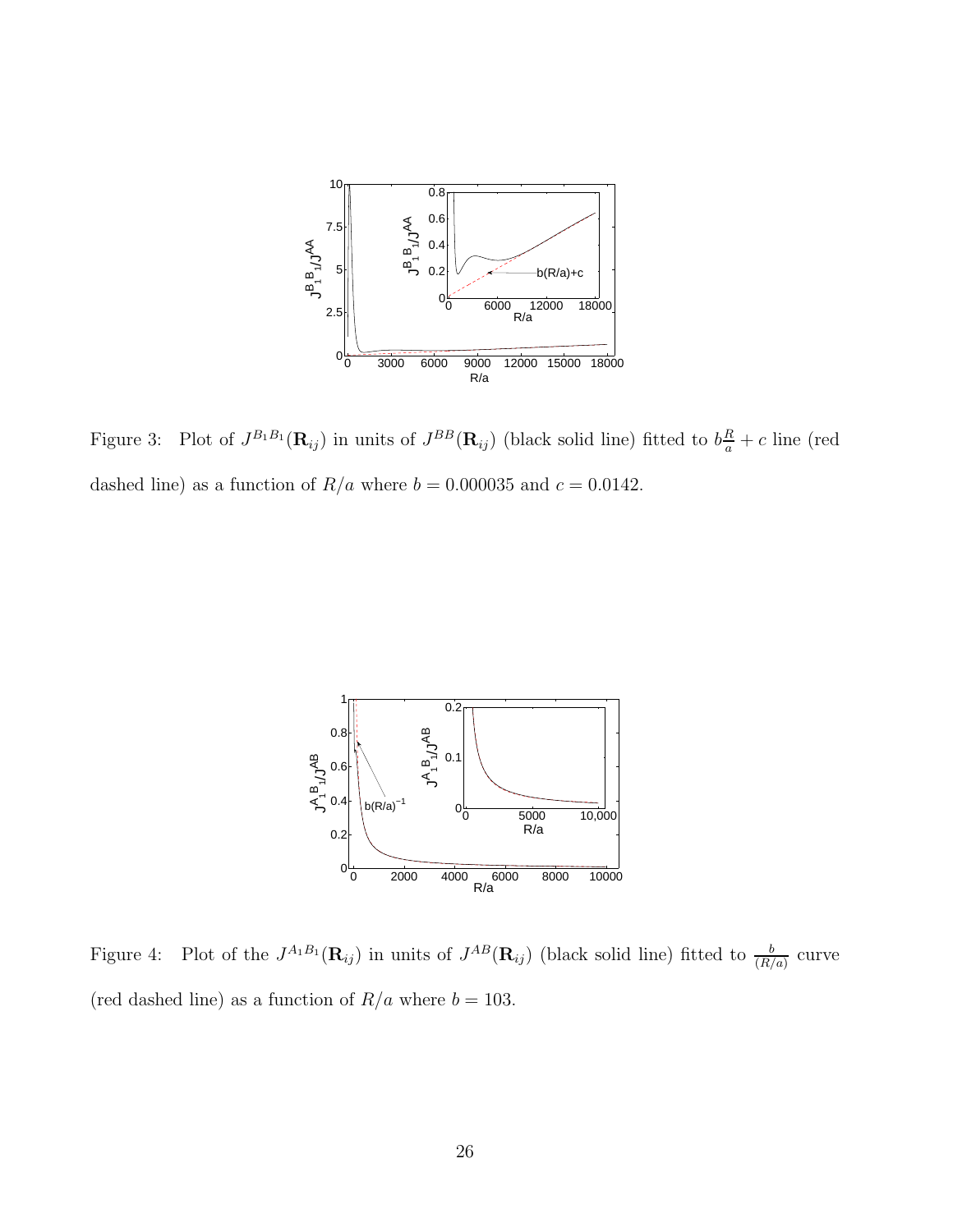Figure 3: Plot of $J^{B_1B_1}(\mathbf{R}_{ij})$ in units of $J^{BB}(\mathbf{R}_{ij})$ (black solid line) fitted to $b\frac{R}{a}+c$ line (red dashed line) as a function of $R/a$ where $b = 0.000035$ and $c = 0.0142$.

Figure 4: Plot of the $J^{A_1B_1}(\mathbf{R}_{ij})$ in units of $J^{AB}(\mathbf{R}_{ij})$ (black solid line) fitted to $\frac{b}{(R/a)}$ curve (red dashed line) as a function of $R/a$ where $b = 103$.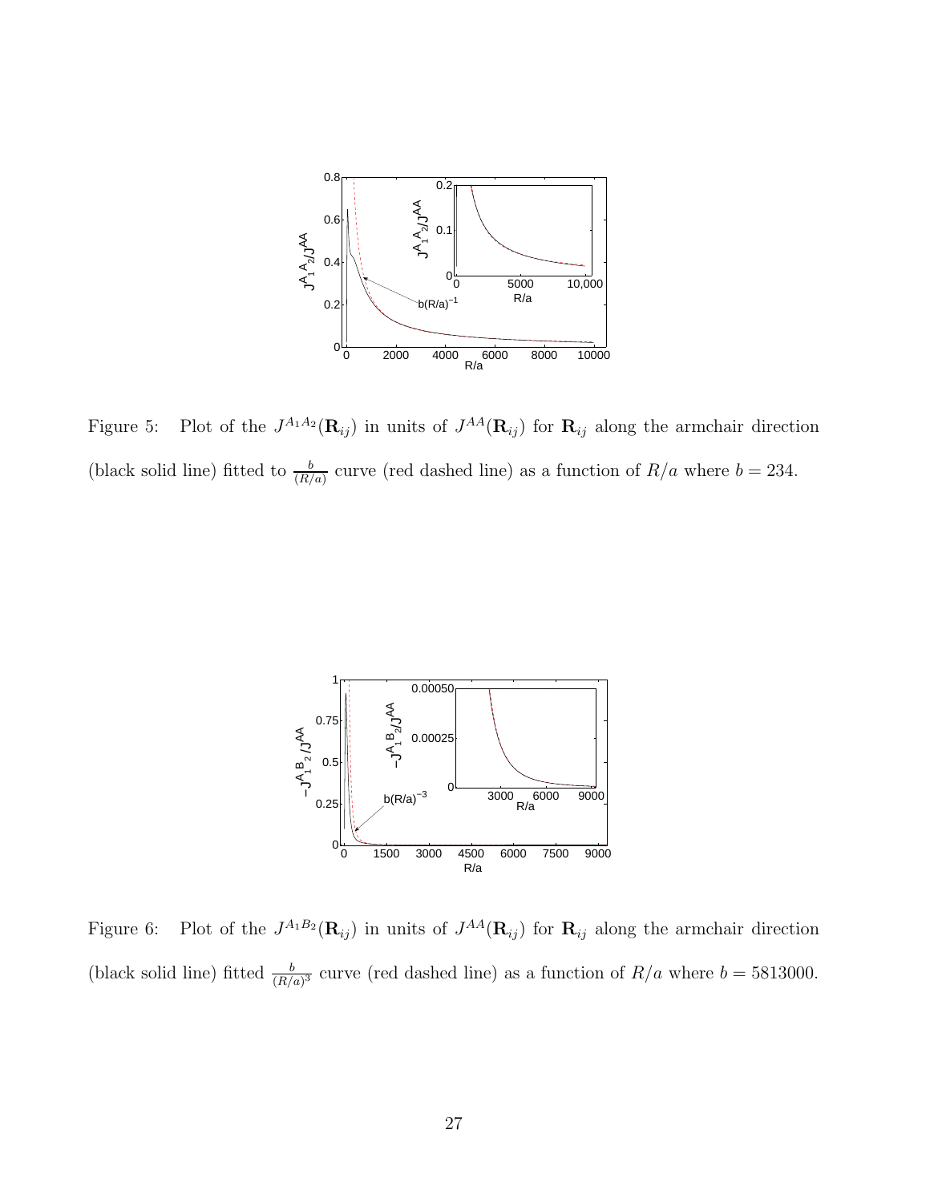Figure 5: Plot of the $J^{A_1A_2}(\mathbf{R}_{ij})$ in units of $J^{AA}(\mathbf{R}_{ij})$ for $\mathbf{R}_{ij}$ along the armchair direction (black solid line) fitted to $\frac{b}{(R/a)}$ curve (red dashed line) as a function of $R/a$ where $b = 234$.

Figure 6: Plot of the $J^{A_1B_2}(\mathbf{R}_{ij})$ in units of $J^{AA}(\mathbf{R}_{ij})$ for $\mathbf{R}_{ij}$ along the armchair direction (black solid line) fitted $\frac{b}{(R/a)^3}$ curve (red dashed line) as a function of $R/a$ where $b = 5813000$.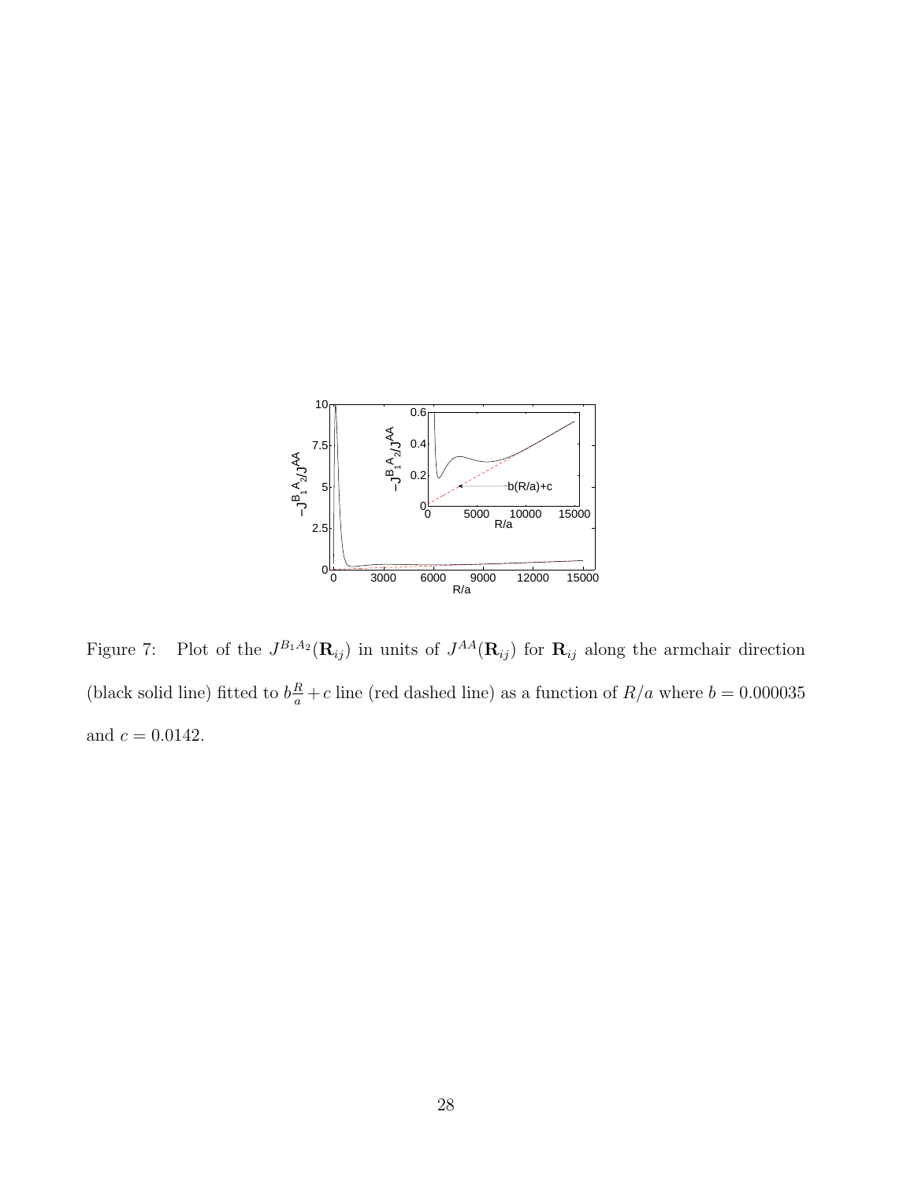10
7.5
5
2.5
0
$-J^{B_1A_2}/J^{AA}$
0 3000 6000 9000 12000 15000
R/a

0.6
0.4
0.2
0
$-J^{B_1A_2}/J^{AA}$
0 5000 10000 15000
R/a
b(R/a)+c

Figure 7: Plot of the $J^{B_1A_2}(\mathbf{R}_{ij})$ in units of $J^{AA}(\mathbf{R}_{ij})$ for $\mathbf{R}_{ij}$ along the armchair direction (black solid line) fitted to $b\frac{R}{a}+c$ line (red dashed line) as a function of $R/a$ where $b = 0.000035$ and $c = 0.0142$.